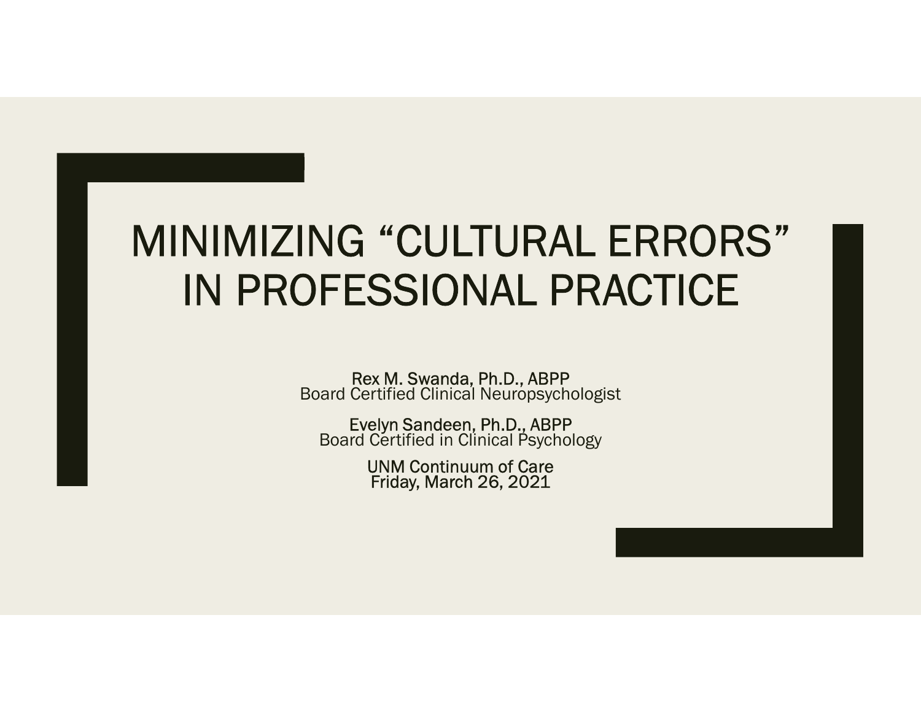# MINIMIZING "CULTURAL ERRORS" IN PROFESSIONAL PRACTICE

Rex M. Swanda, Ph.D., ABPP
Board Certified Clinical Neuropsychologist

Evelyn Sandeen, Ph.D., ABPP
Board Certified in Clinical Psychology

UNM Continuum of Care
Friday, March 26, 2021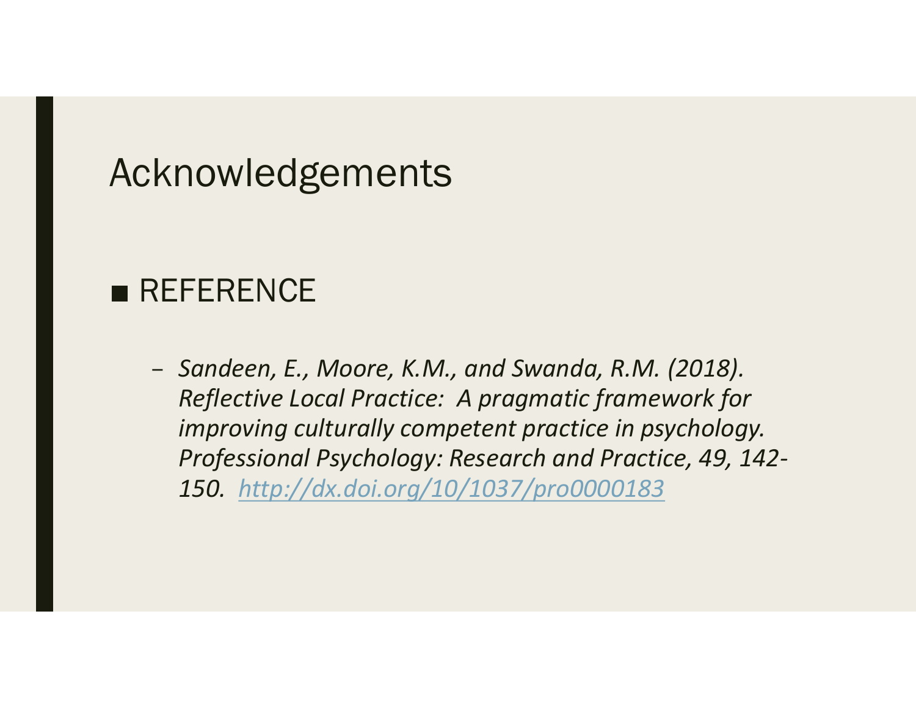# Acknowledgements

- REFERENCE
  - *Sandeen, E., Moore, K.M., and Swanda, R.M. (2018). Reflective Local Practice: A pragmatic framework for improving culturally competent practice in psychology. Professional Psychology: Research and Practice, 49, 142-150. [http://dx.doi.org/10/1037/pro0000183](http://dx.doi.org/10/1037/pro0000183)*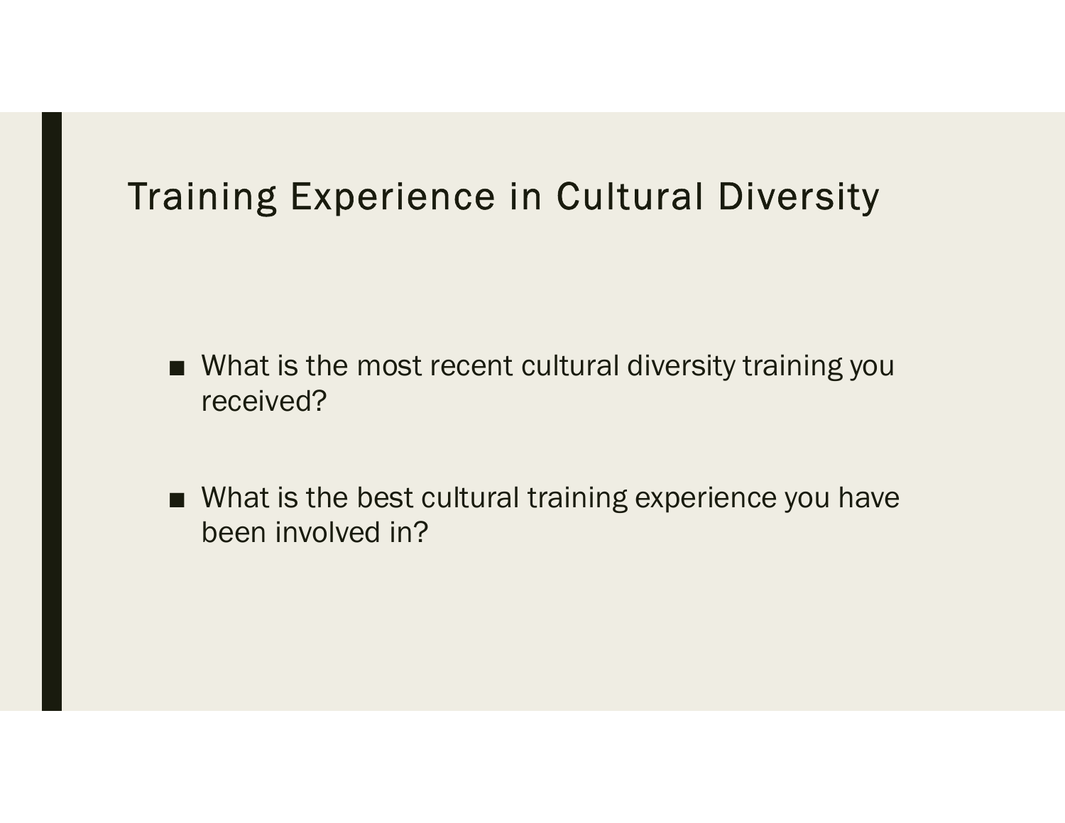# Training Experience in Cultural Diversity

- What is the most recent cultural diversity training you received?
- What is the best cultural training experience you have been involved in?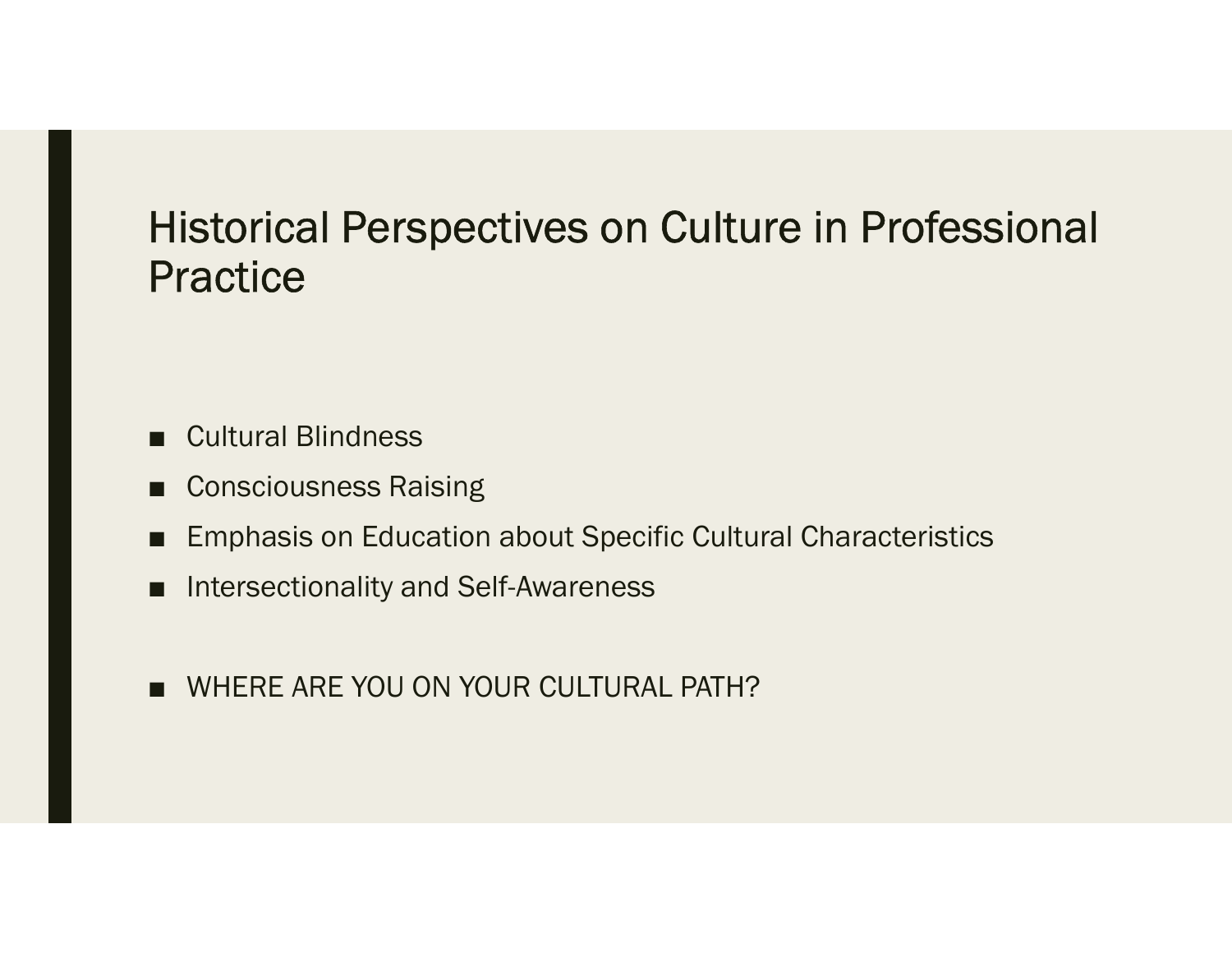# Historical Perspectives on Culture in Professional Practice

- Cultural Blindness
- Consciousness Raising
- Emphasis on Education about Specific Cultural Characteristics
- Intersectionality and Self-Awareness

- WHERE ARE YOU ON YOUR CULTURAL PATH?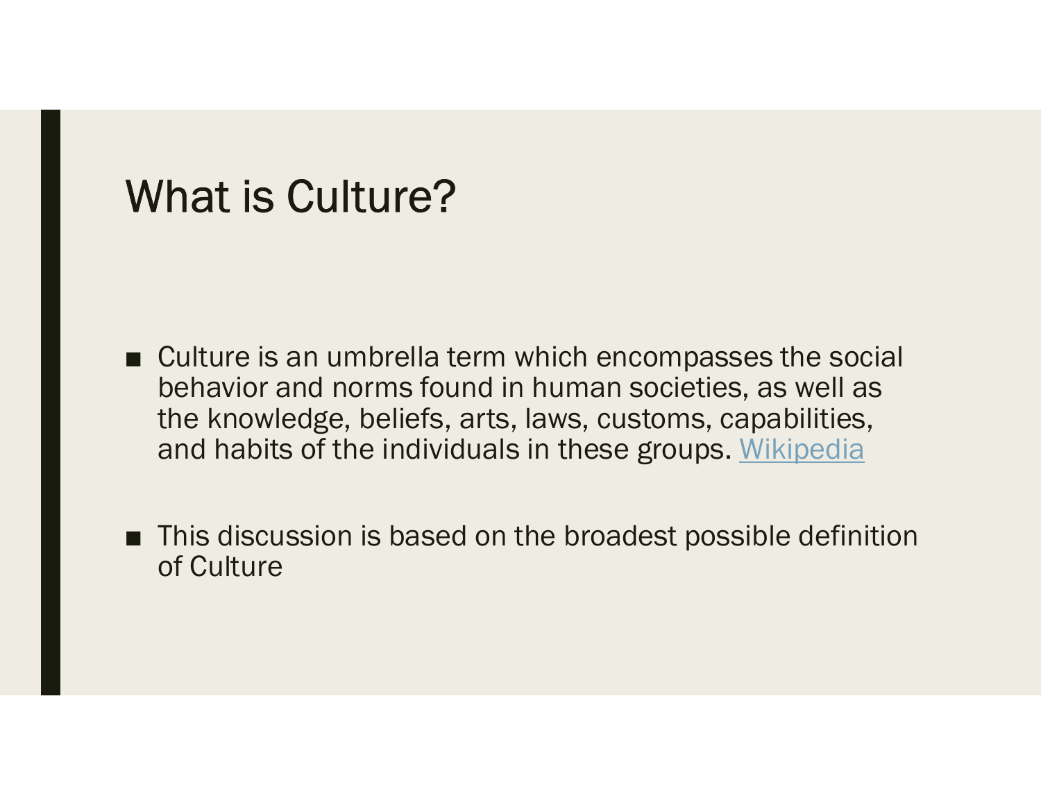# What is Culture?

- Culture is an umbrella term which encompasses the social behavior and norms found in human societies, as well as the knowledge, beliefs, arts, laws, customs, capabilities, and habits of the individuals in these groups. Wikipedia
- This discussion is based on the broadest possible definition of Culture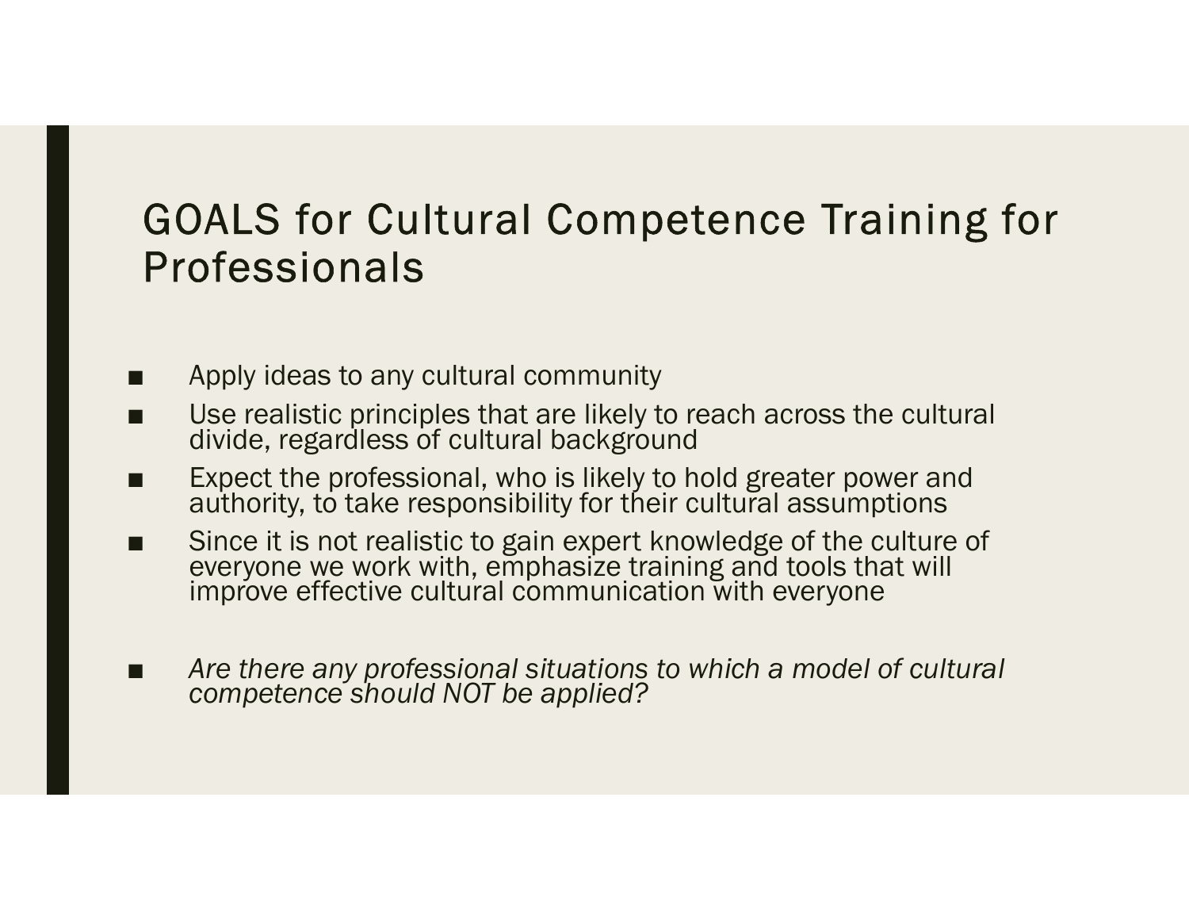# GOALS for Cultural Competence Training for Professionals

- Apply ideas to any cultural community
- Use realistic principles that are likely to reach across the cultural divide, regardless of cultural background
- Expect the professional, who is likely to hold greater power and authority, to take responsibility for their cultural assumptions
- Since it is not realistic to gain expert knowledge of the culture of everyone we work with, emphasize training and tools that will improve effective cultural communication with everyone

- *Are there any professional situations to which a model of cultural competence should NOT be applied?*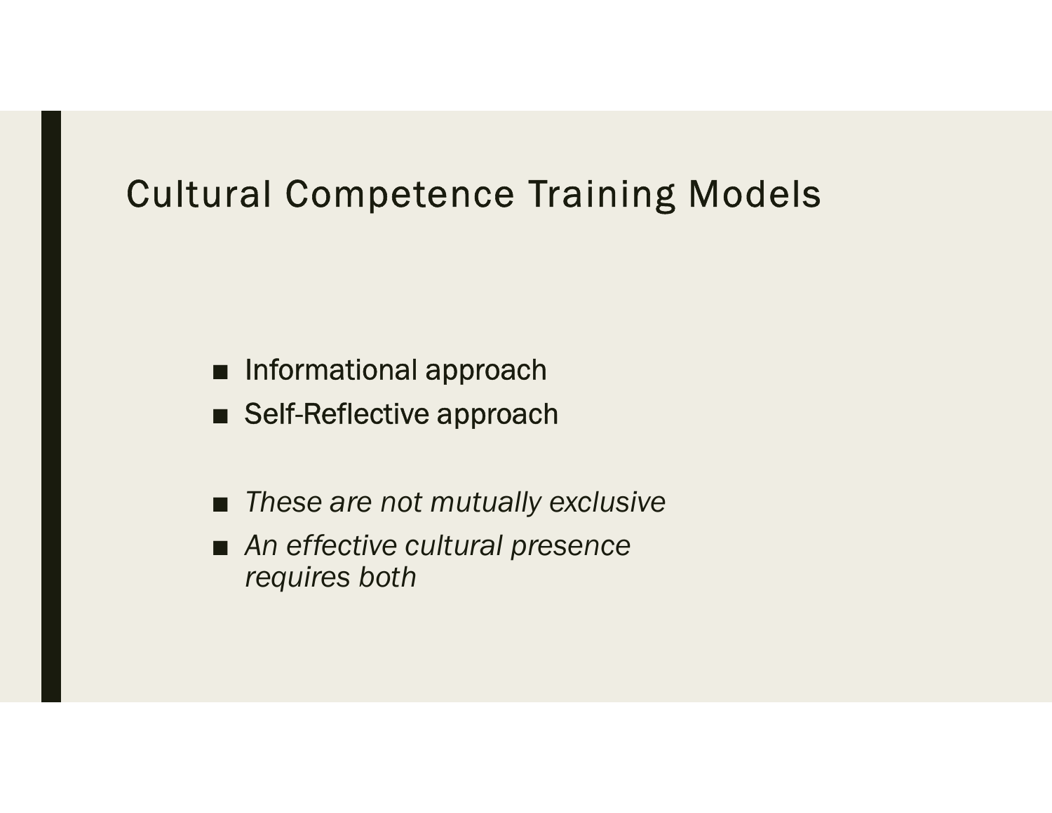# Cultural Competence Training Models

- Informational approach
- Self-Reflective approach

- *These are not mutually exclusive*
- *An effective cultural presence requires both*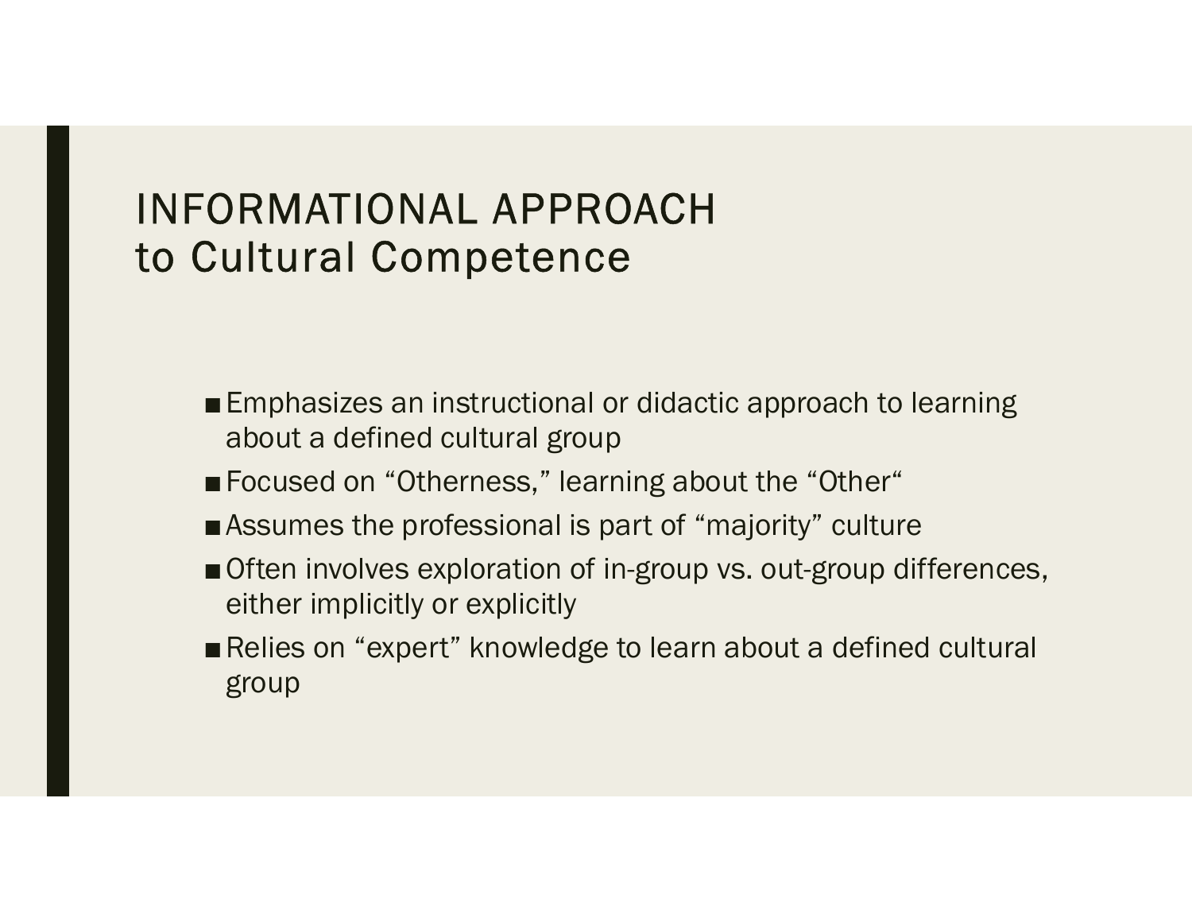# INFORMATIONAL APPROACH to Cultural Competence

- Emphasizes an instructional or didactic approach to learning about a defined cultural group
- Focused on "Otherness," learning about the "Other"
- Assumes the professional is part of "majority" culture
- Often involves exploration of in-group vs. out-group differences, either implicitly or explicitly
- Relies on "expert" knowledge to learn about a defined cultural group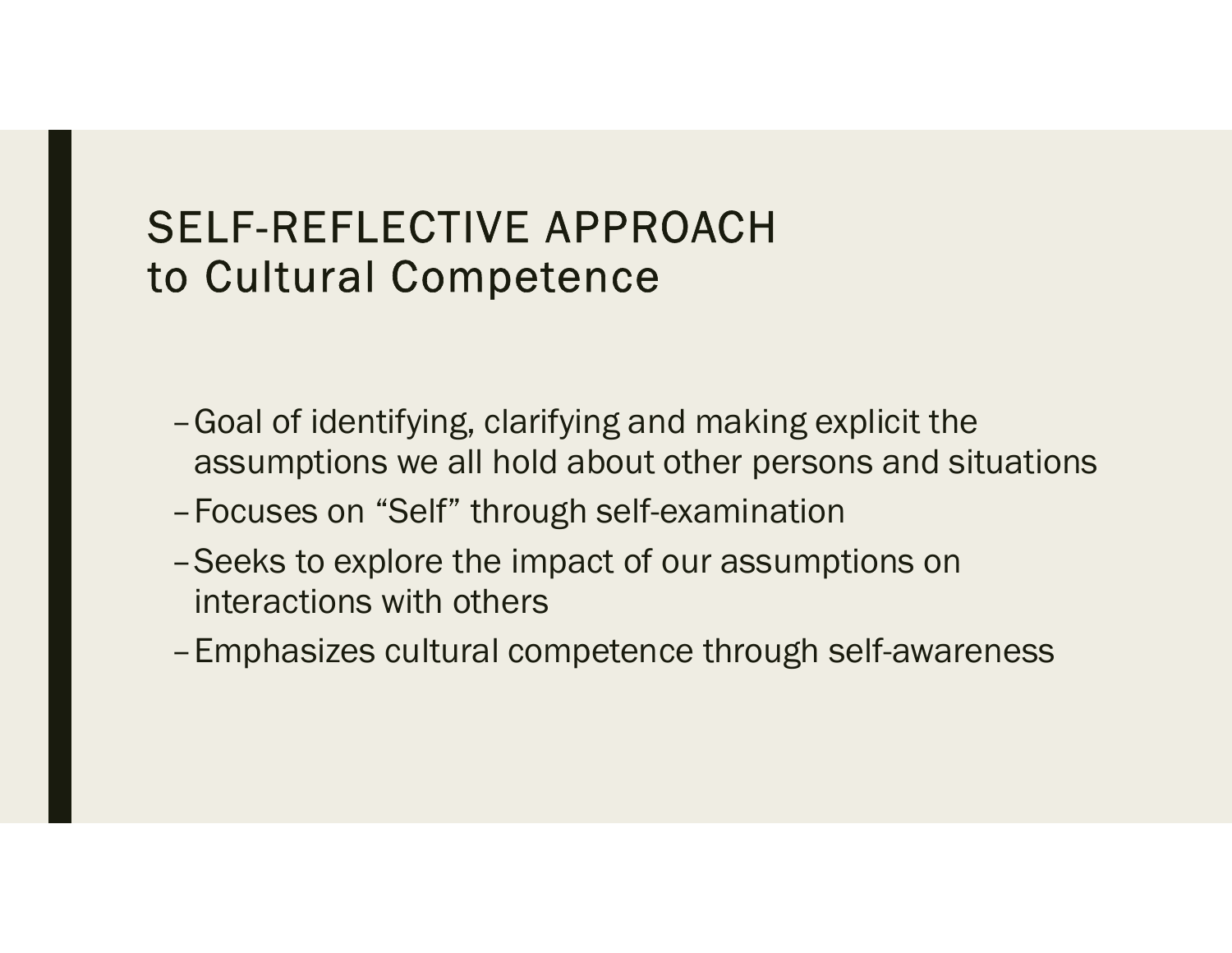# SELF-REFLECTIVE APPROACH to Cultural Competence

- Goal of identifying, clarifying and making explicit the assumptions we all hold about other persons and situations
- Focuses on "Self" through self-examination
- Seeks to explore the impact of our assumptions on interactions with others
- Emphasizes cultural competence through self-awareness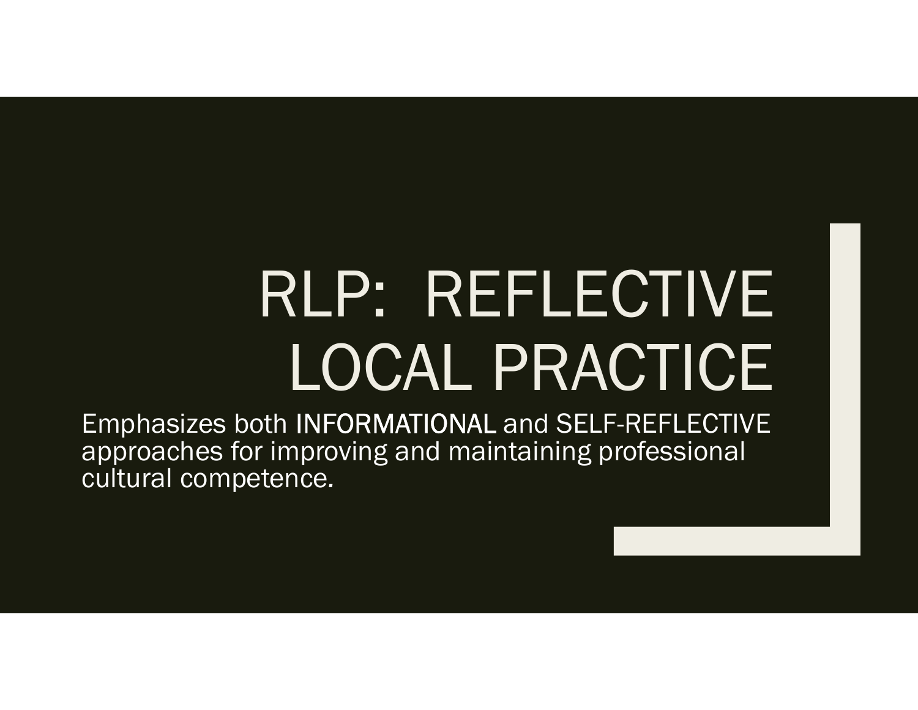# RLP: REFLECTIVE LOCAL PRACTICE

Emphasizes both INFORMATIONAL and SELF-REFLECTIVE approaches for improving and maintaining professional cultural competence.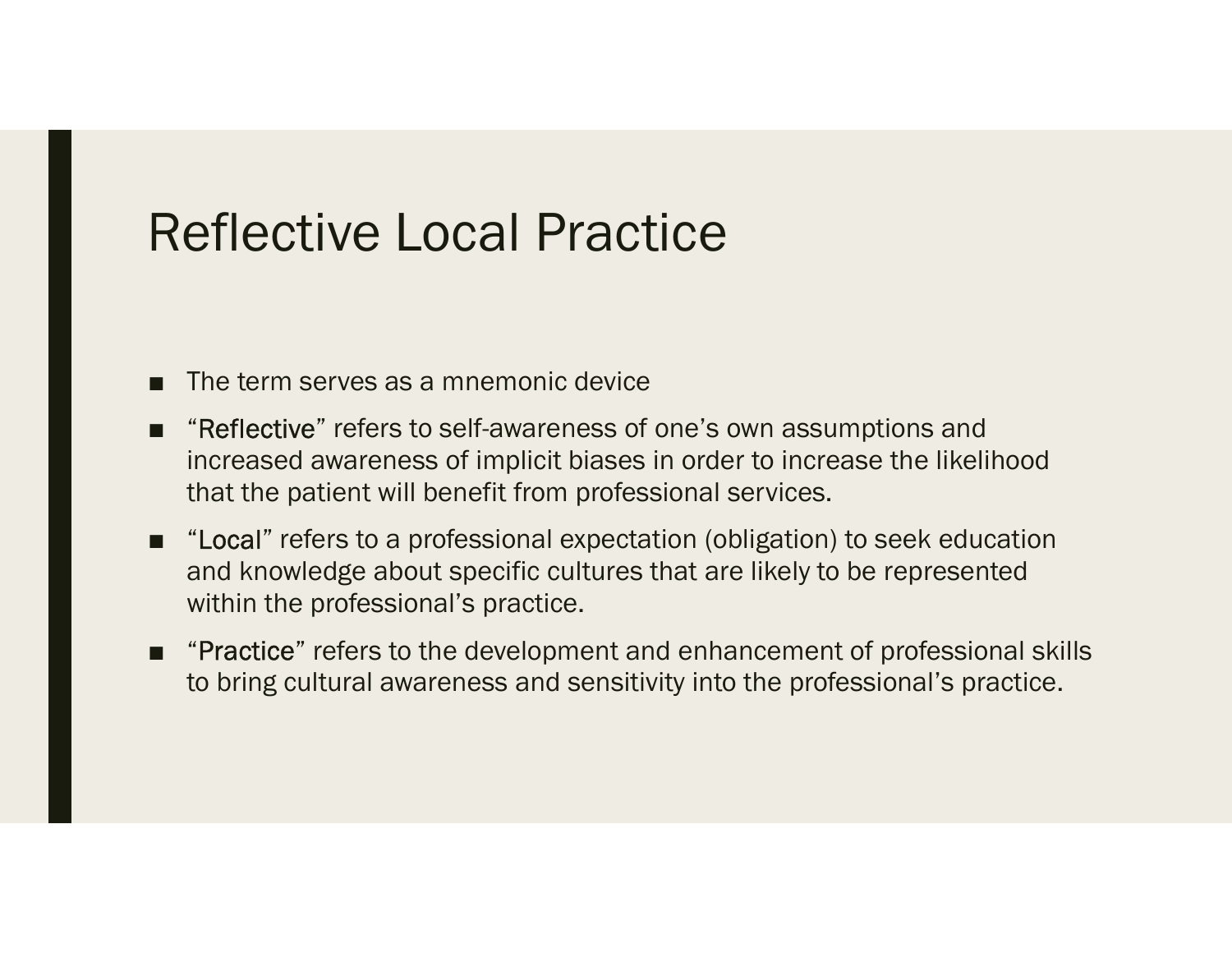# Reflective Local Practice

- The term serves as a mnemonic device
- “Reflective” refers to self-awareness of one’s own assumptions and increased awareness of implicit biases in order to increase the likelihood that the patient will benefit from professional services.
- “Local” refers to a professional expectation (obligation) to seek education and knowledge about specific cultures that are likely to be represented within the professional’s practice.
- “Practice” refers to the development and enhancement of professional skills to bring cultural awareness and sensitivity into the professional’s practice.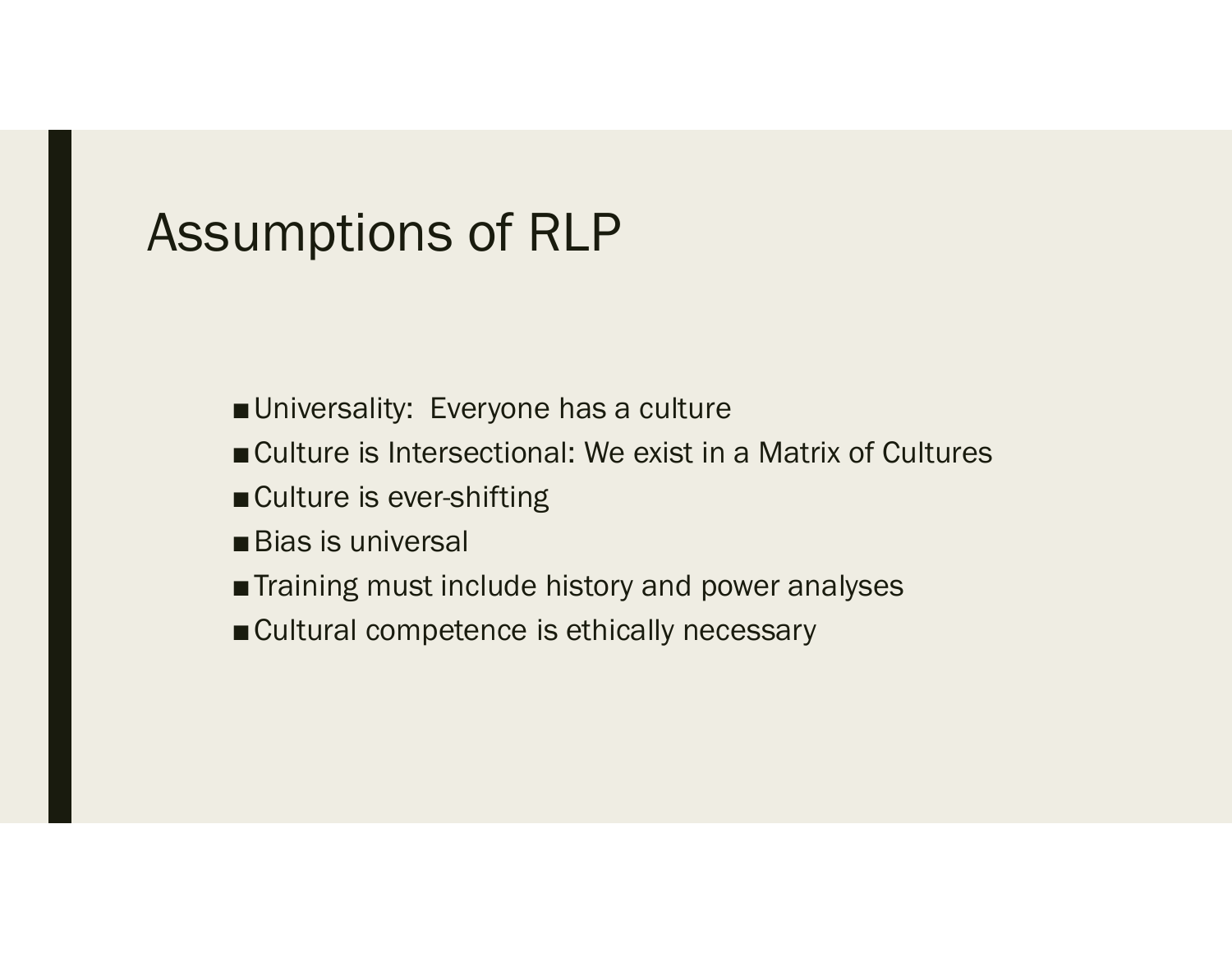# Assumptions of RLP

- Universality:  Everyone has a culture
- Culture is Intersectional: We exist in a Matrix of Cultures
- Culture is ever-shifting
- Bias is universal
- Training must include history and power analyses
- Cultural competence is ethically necessary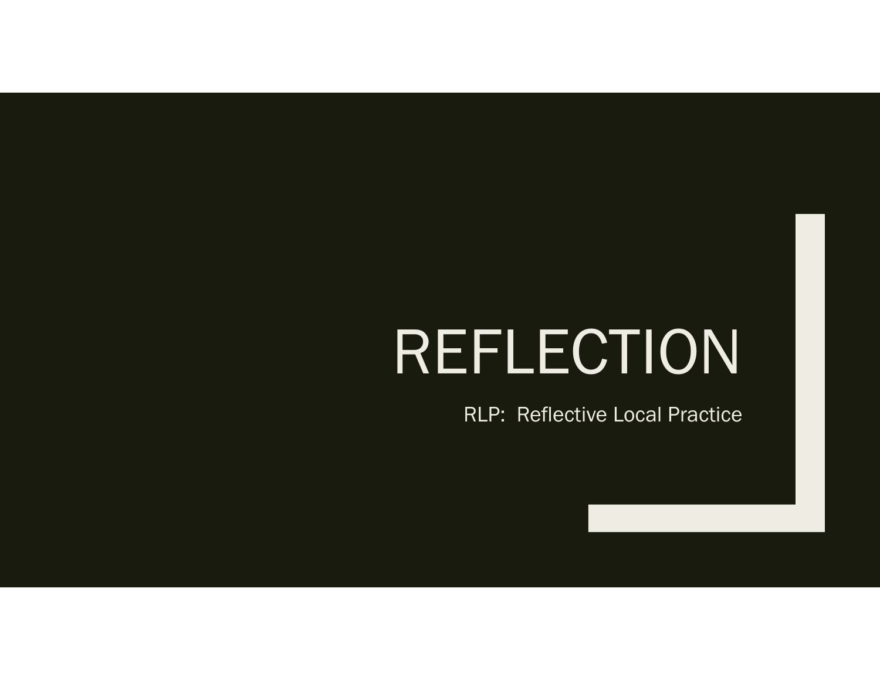# REFLECTION

RLP: Reflective Local Practice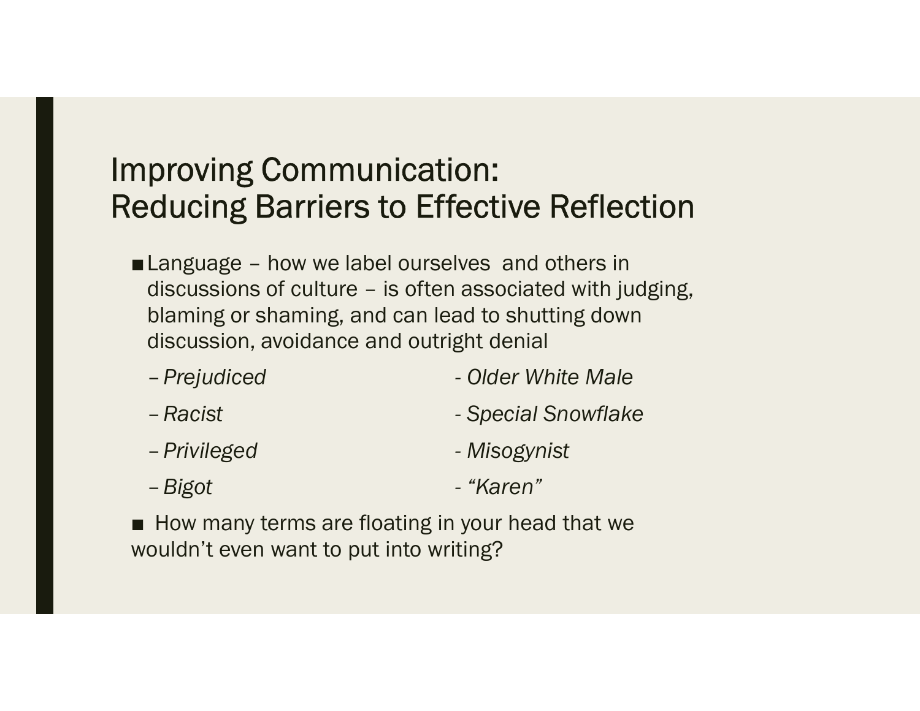# Improving Communication: Reducing Barriers to Effective Reflection

- Language – how we label ourselves and others in discussions of culture – is often associated with judging, blaming or shaming, and can lead to shutting down discussion, avoidance and outright denial
  - *Prejudiced*
  - *Racist*
  - *Privileged*
  - *Bigot*
  - *Older White Male*
  - *Special Snowflake*
  - *Misogynist*
  - *"Karen"*

- How many terms are floating in your head that we wouldn't even want to put into writing?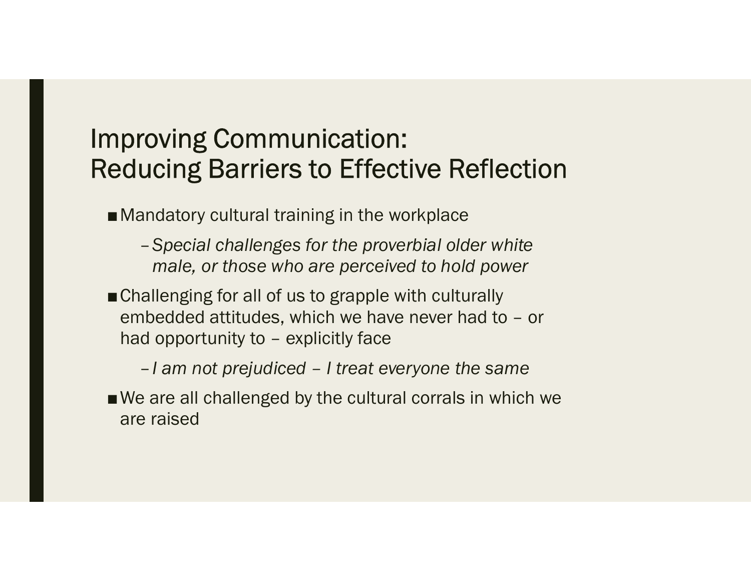# Improving Communication: Reducing Barriers to Effective Reflection

- Mandatory cultural training in the workplace
  - *Special challenges for the proverbial older white male, or those who are perceived to hold power*
- Challenging for all of us to grapple with culturally embedded attitudes, which we have never had to – or had opportunity to – explicitly face
  - *I am not prejudiced – I treat everyone the same*
- We are all challenged by the cultural corrals in which we are raised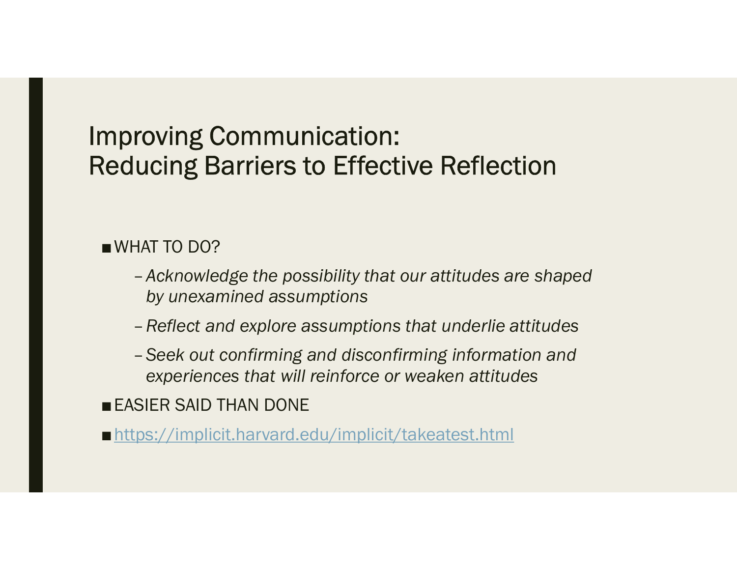# Improving Communication: Reducing Barriers to Effective Reflection

- WHAT TO DO?
  - *Acknowledge the possibility that our attitudes are shaped by unexamined assumptions*
  - *Reflect and explore assumptions that underlie attitudes*
  - *Seek out confirming and disconfirming information and experiences that will reinforce or weaken attitudes*
- EASIER SAID THAN DONE
- https://implicit.harvard.edu/implicit/takeatest.html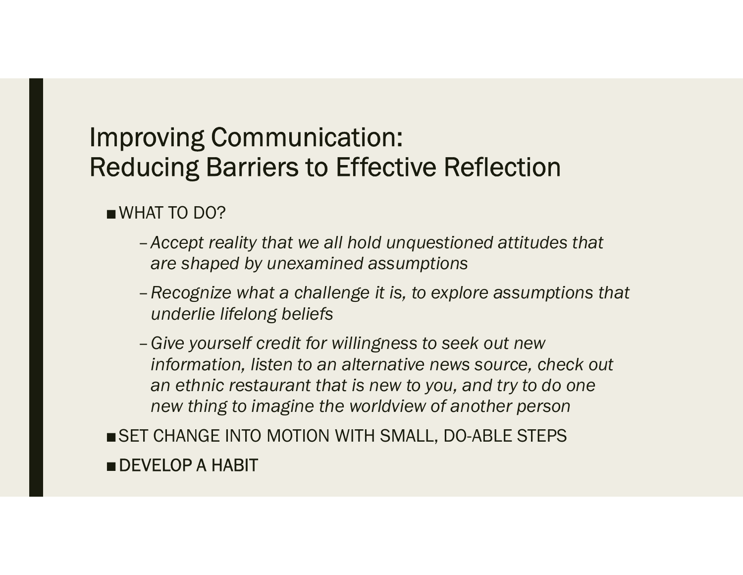# Improving Communication: Reducing Barriers to Effective Reflection

- WHAT TO DO?
  - *Accept reality that we all hold unquestioned attitudes that are shaped by unexamined assumptions*
  - *Recognize what a challenge it is, to explore assumptions that underlie lifelong beliefs*
  - *Give yourself credit for willingness to seek out new information, listen to an alternative news source, check out an ethnic restaurant that is new to you, and try to do one new thing to imagine the worldview of another person*
- SET CHANGE INTO MOTION WITH SMALL, DO-ABLE STEPS
- DEVELOP A HABIT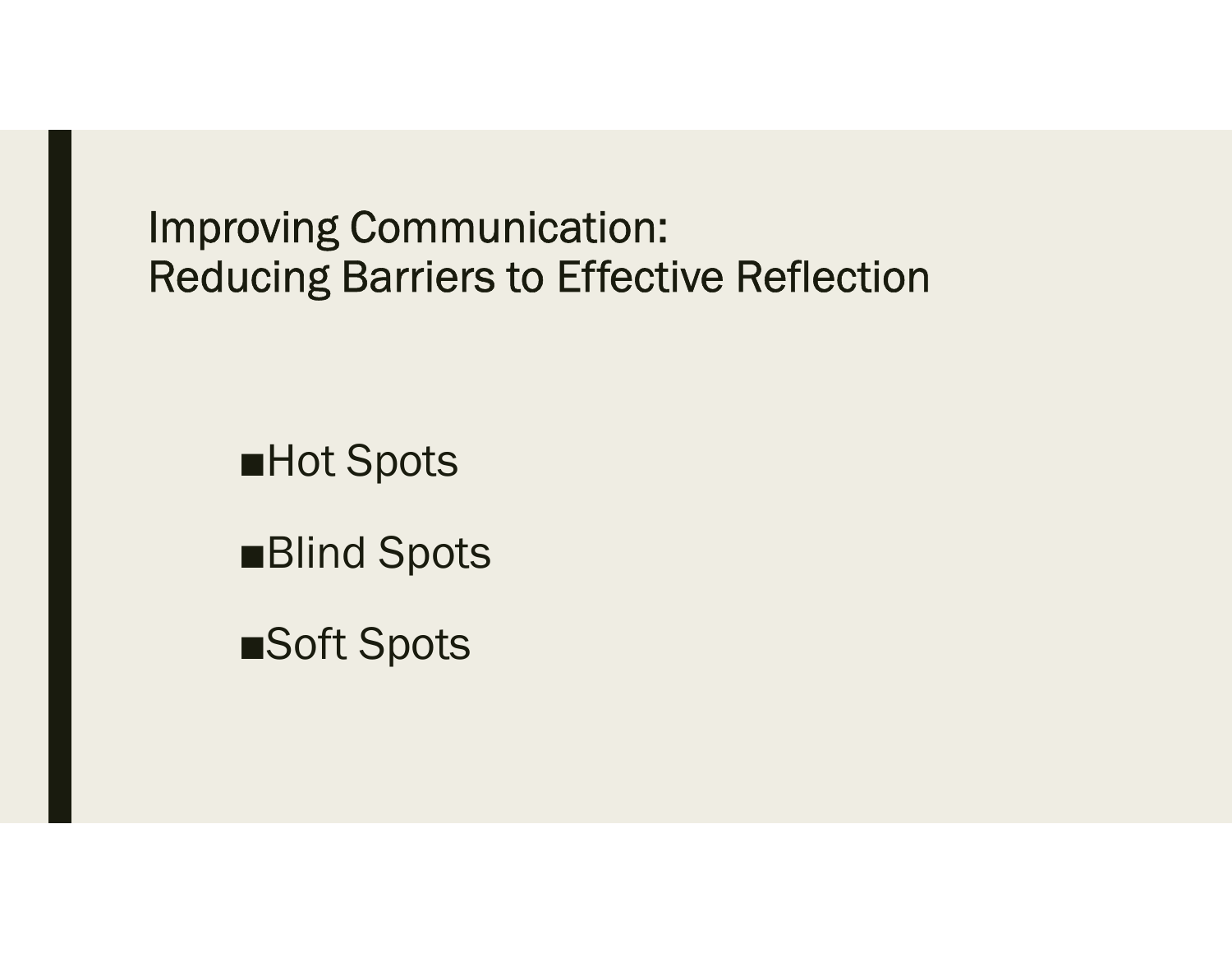# Improving Communication: Reducing Barriers to Effective Reflection

- Hot Spots
- Blind Spots
- Soft Spots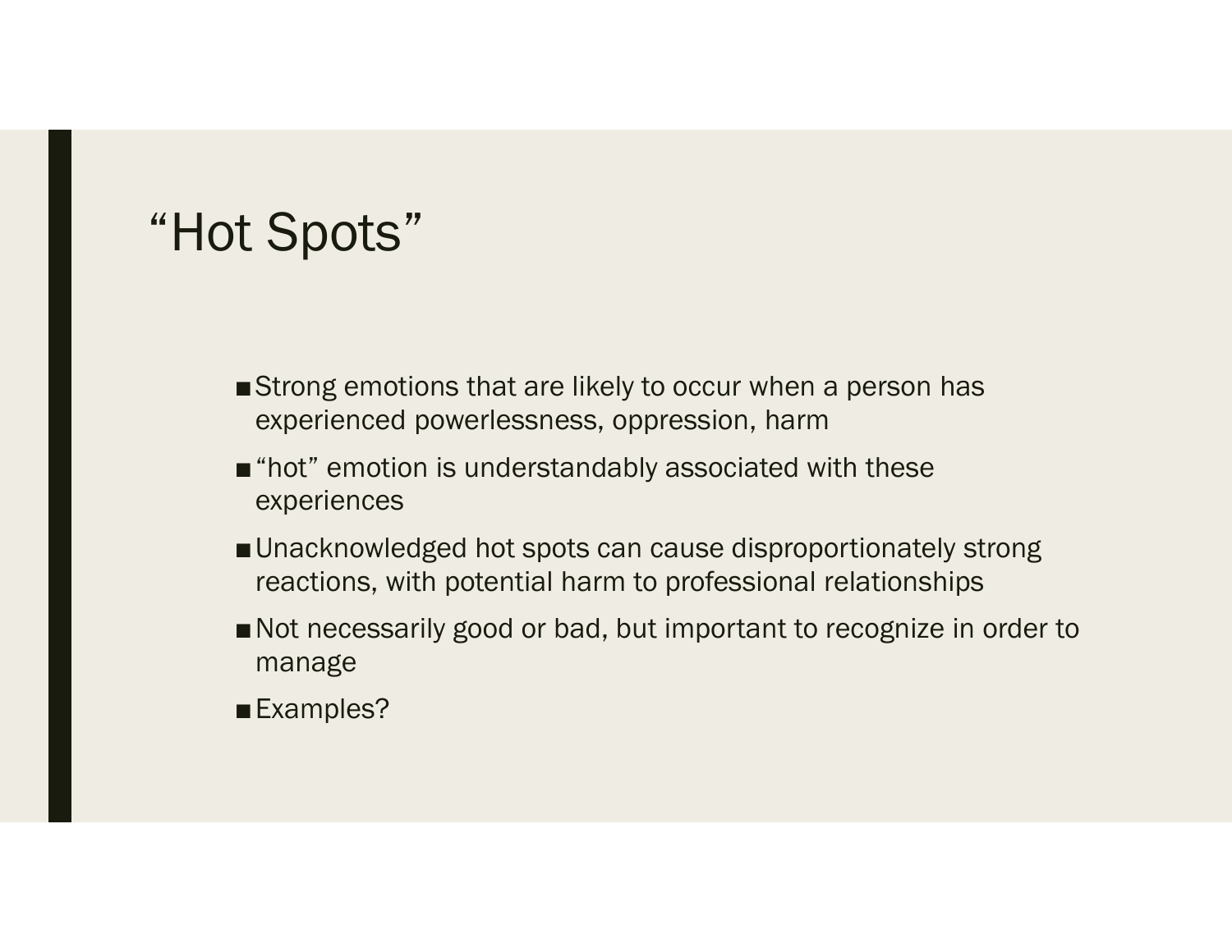# "Hot Spots"

- Strong emotions that are likely to occur when a person has experienced powerlessness, oppression, harm
- "hot" emotion is understandably associated with these experiences
- Unacknowledged hot spots can cause disproportionately strong reactions, with potential harm to professional relationships
- Not necessarily good or bad, but important to recognize in order to manage
- Examples?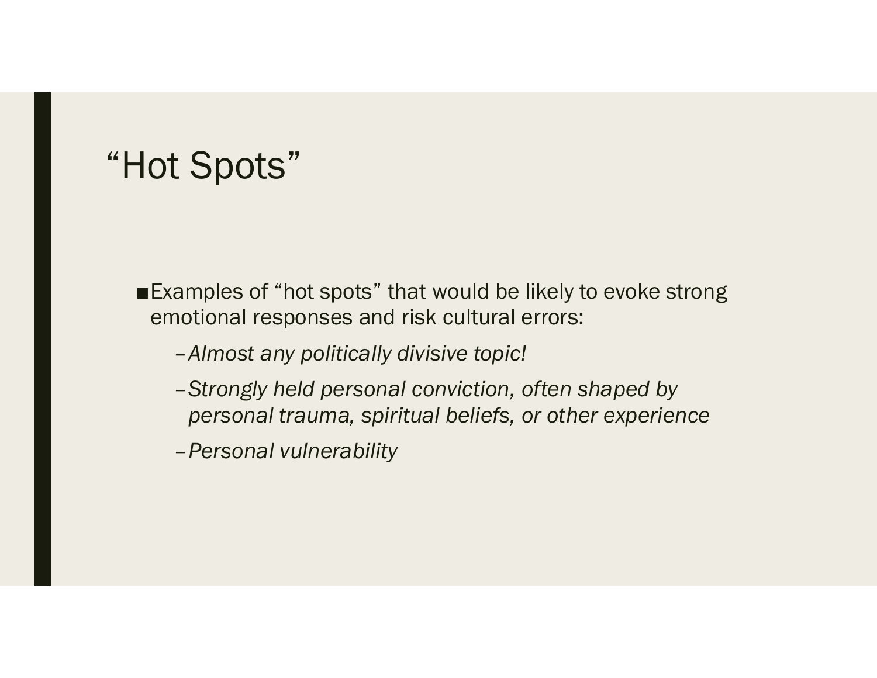# "Hot Spots"

- Examples of "hot spots" that would be likely to evoke strong emotional responses and risk cultural errors:
  - *Almost any politically divisive topic!*
  - *Strongly held personal conviction, often shaped by personal trauma, spiritual beliefs, or other experience*
  - *Personal vulnerability*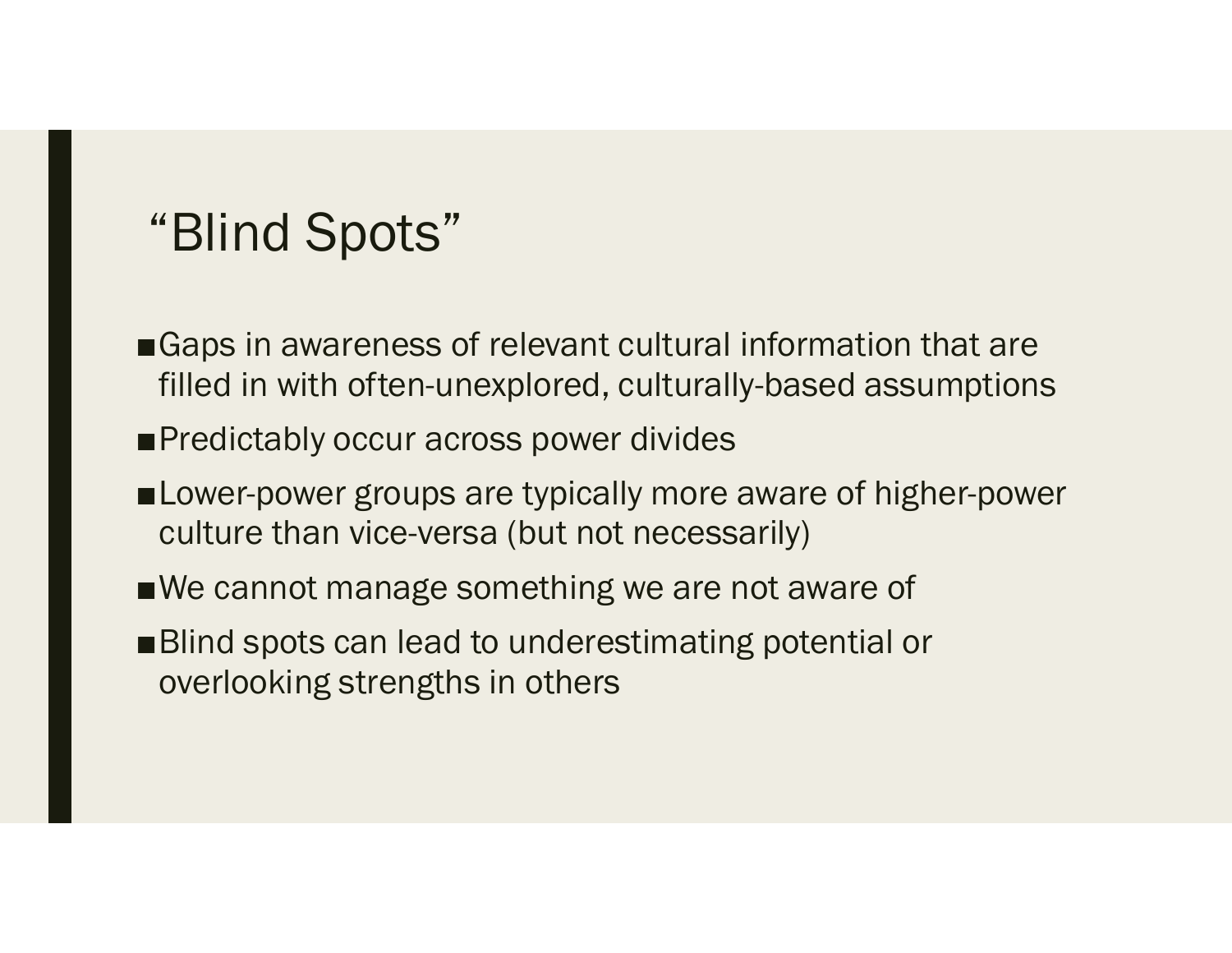# "Blind Spots"

- Gaps in awareness of relevant cultural information that are filled in with often-unexplored, culturally-based assumptions
- Predictably occur across power divides
- Lower-power groups are typically more aware of higher-power culture than vice-versa (but not necessarily)
- We cannot manage something we are not aware of
- Blind spots can lead to underestimating potential or overlooking strengths in others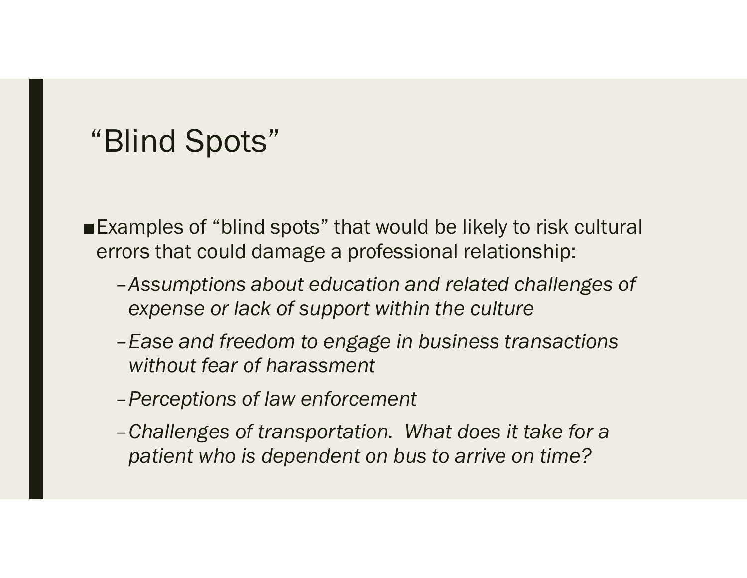# "Blind Spots"

- Examples of "blind spots" that would be likely to risk cultural errors that could damage a professional relationship:
  - *Assumptions about education and related challenges of expense or lack of support within the culture*
  - *Ease and freedom to engage in business transactions without fear of harassment*
  - *Perceptions of law enforcement*
  - *Challenges of transportation. What does it take for a patient who is dependent on bus to arrive on time?*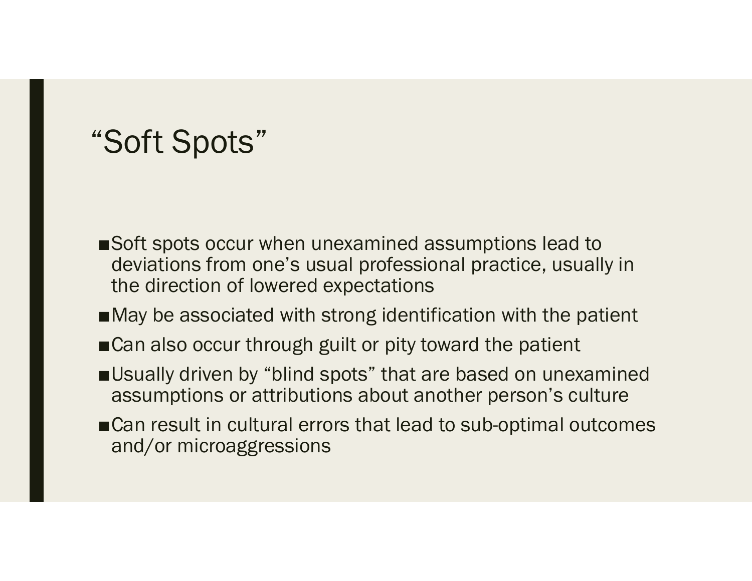# "Soft Spots"

- Soft spots occur when unexamined assumptions lead to deviations from one's usual professional practice, usually in the direction of lowered expectations
- May be associated with strong identification with the patient
- Can also occur through guilt or pity toward the patient
- Usually driven by "blind spots" that are based on unexamined assumptions or attributions about another person's culture
- Can result in cultural errors that lead to sub-optimal outcomes and/or microaggressions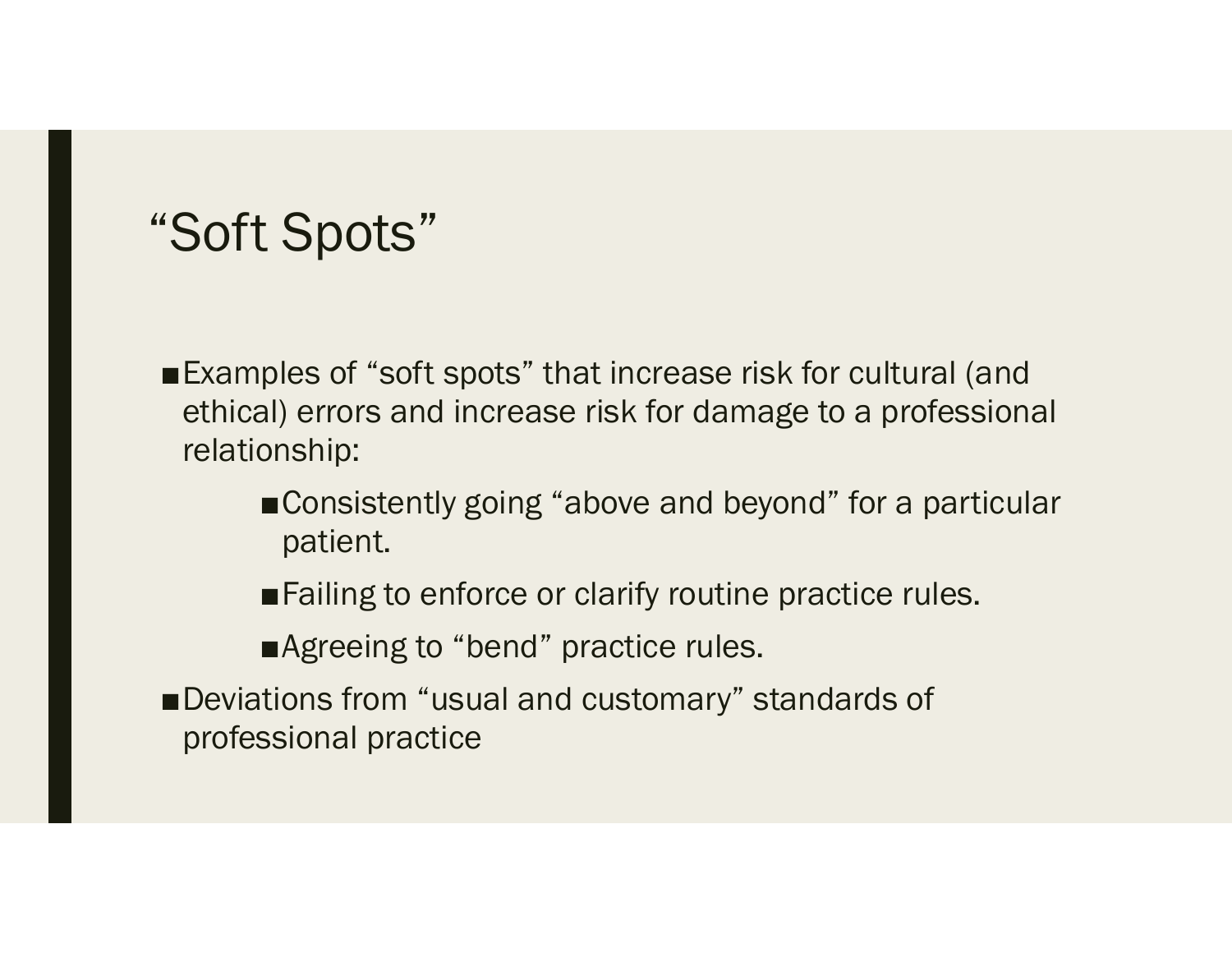# "Soft Spots"

- Examples of "soft spots" that increase risk for cultural (and ethical) errors and increase risk for damage to a professional relationship:
  - Consistently going "above and beyond" for a particular patient.
  - Failing to enforce or clarify routine practice rules.
  - Agreeing to "bend" practice rules.
- Deviations from "usual and customary" standards of professional practice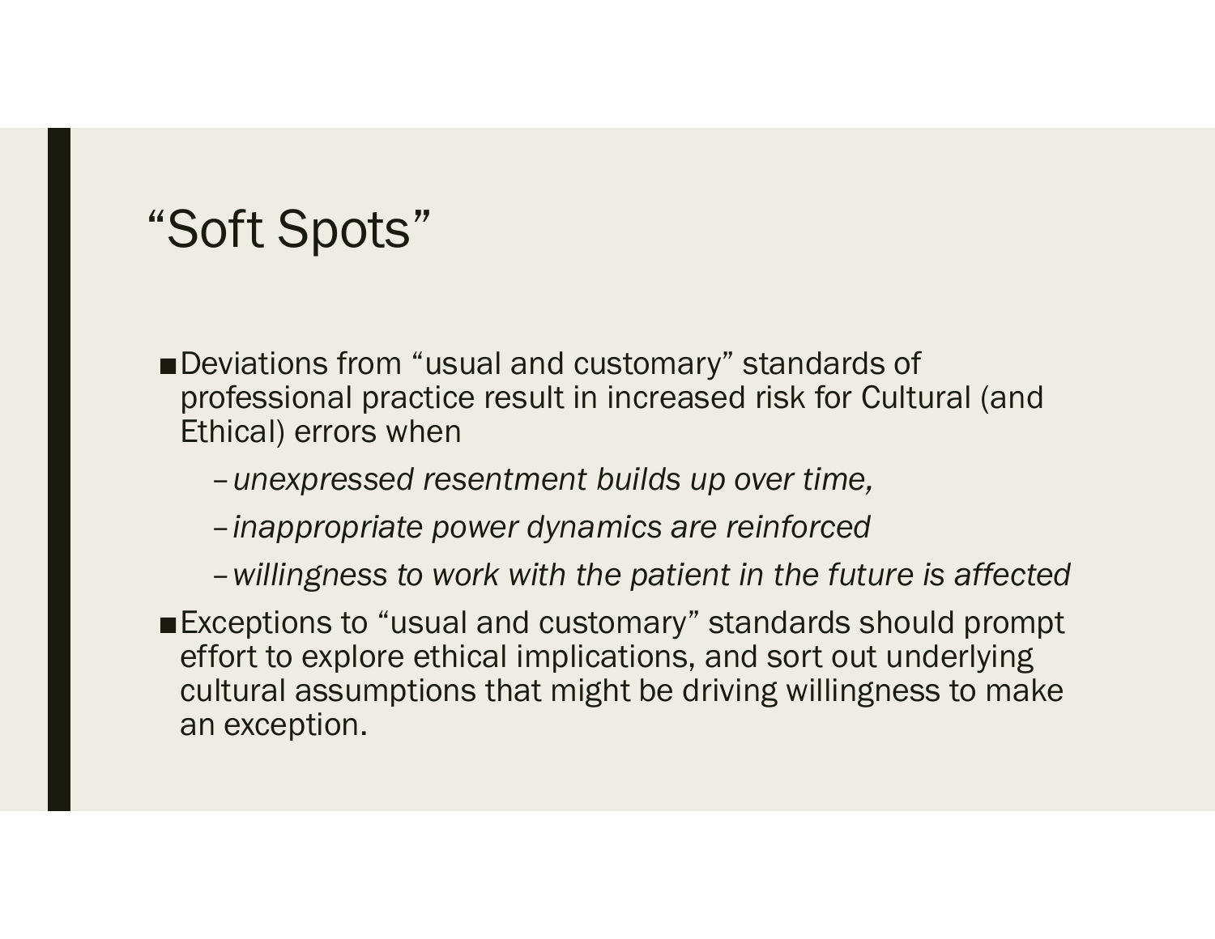# "Soft Spots"

- Deviations from "usual and customary" standards of professional practice result in increased risk for Cultural (and Ethical) errors when
  - *unexpressed resentment builds up over time,*
  - *inappropriate power dynamics are reinforced*
  - *willingness to work with the patient in the future is affected*
- Exceptions to "usual and customary" standards should prompt effort to explore ethical implications, and sort out underlying cultural assumptions that might be driving willingness to make an exception.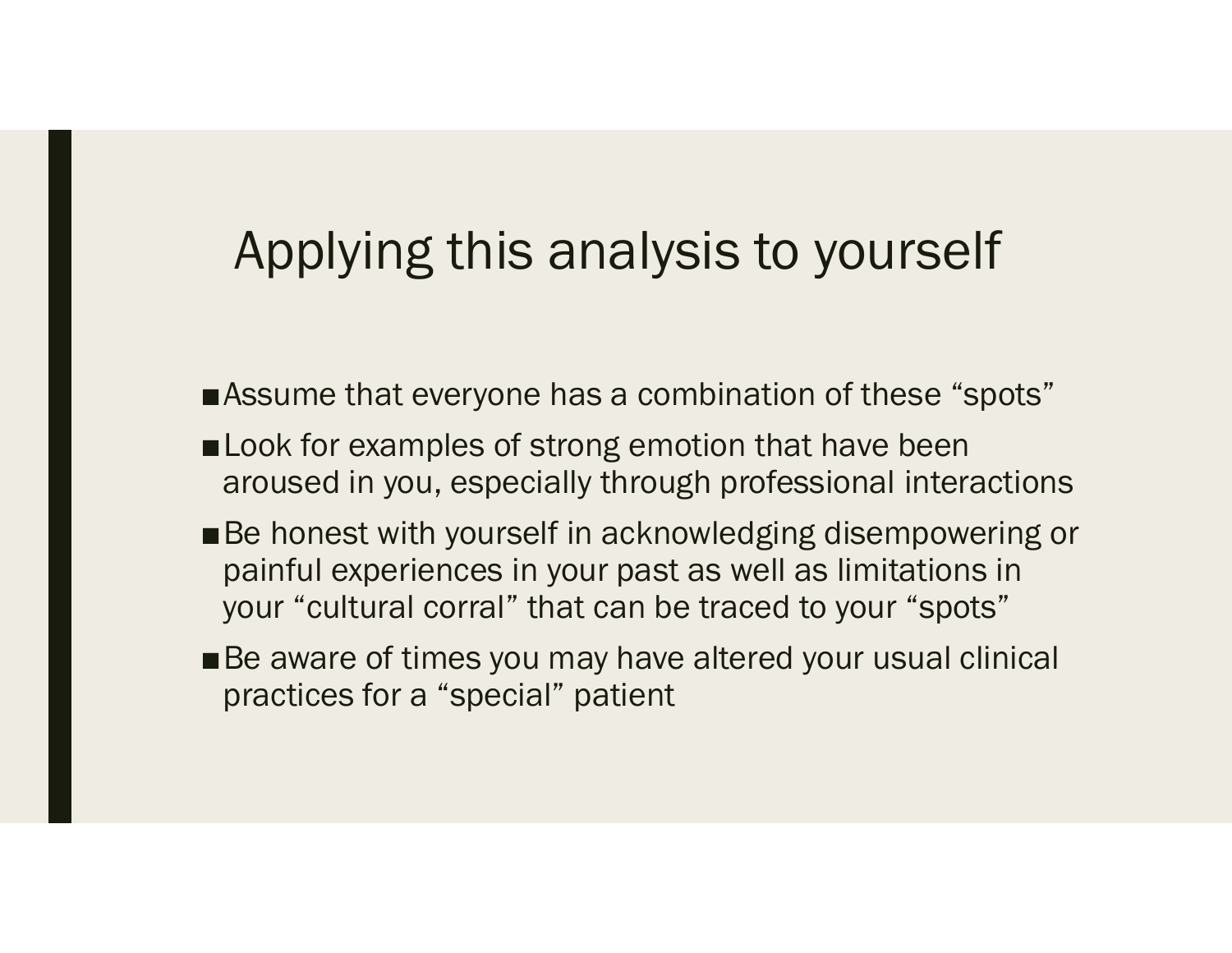# Applying this analysis to yourself

- Assume that everyone has a combination of these "spots"
- Look for examples of strong emotion that have been aroused in you, especially through professional interactions
- Be honest with yourself in acknowledging disempowering or painful experiences in your past as well as limitations in your "cultural corral" that can be traced to your "spots"
- Be aware of times you may have altered your usual clinical practices for a "special" patient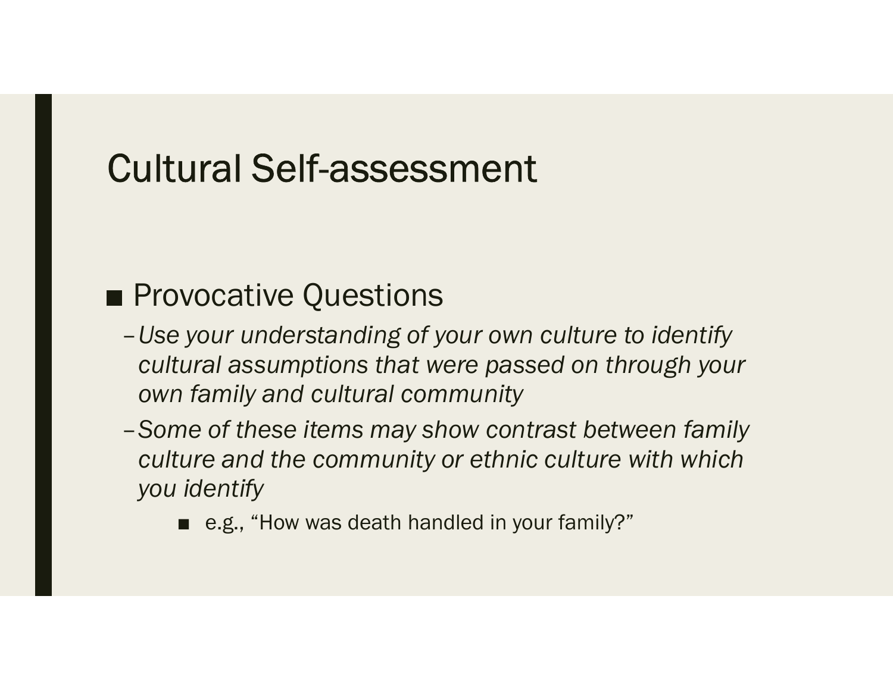# Cultural Self-assessment

- Provocative Questions
  - *Use your understanding of your own culture to identify cultural assumptions that were passed on through your own family and cultural community*
  - *Some of these items may show contrast between family culture and the community or ethnic culture with which you identify*
    - e.g., "How was death handled in your family?"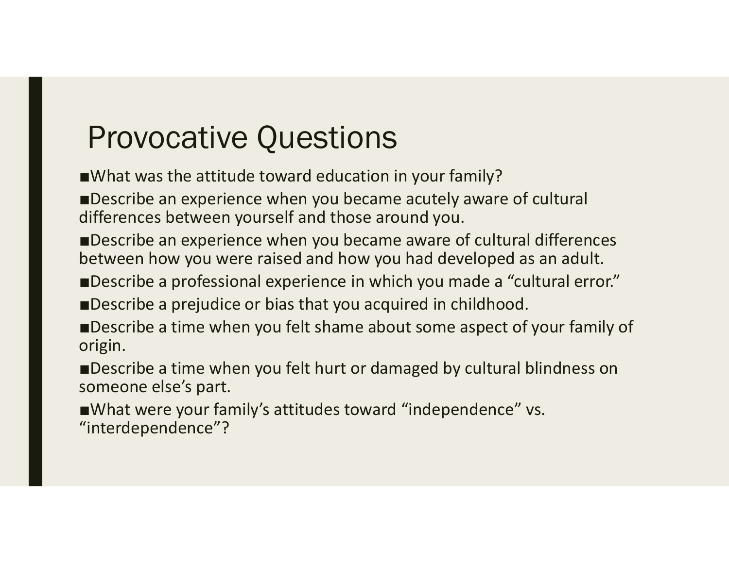# Provocative Questions

- What was the attitude toward education in your family?
- Describe an experience when you became acutely aware of cultural differences between yourself and those around you.
- Describe an experience when you became aware of cultural differences between how you were raised and how you had developed as an adult.
- Describe a professional experience in which you made a "cultural error."
- Describe a prejudice or bias that you acquired in childhood.
- Describe a time when you felt shame about some aspect of your family of origin.
- Describe a time when you felt hurt or damaged by cultural blindness on someone else's part.
- What were your family's attitudes toward "independence" vs. "interdependence"?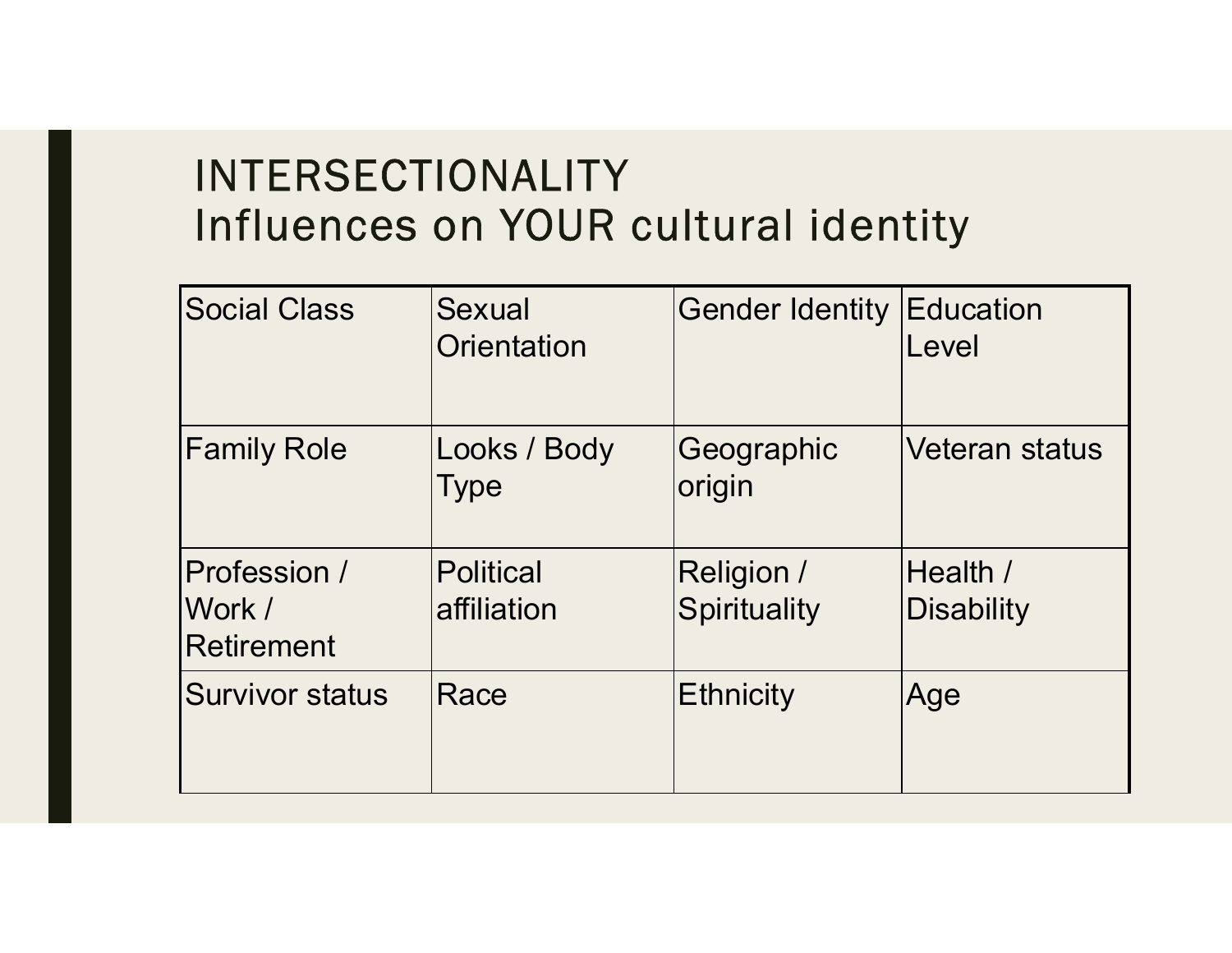# INTERSECTIONALITY
## Influences on YOUR cultural identity

| | | | |
|---|---|---|---|
| Social Class | Sexual Orientation | Gender Identity | Education Level |
| Family Role | Looks / Body Type | Geographic origin | Veteran status |
| Profession / Work / Retirement | Political affiliation | Religion / Spirituality | Health / Disability |
| Survivor status | Race | Ethnicity | Age |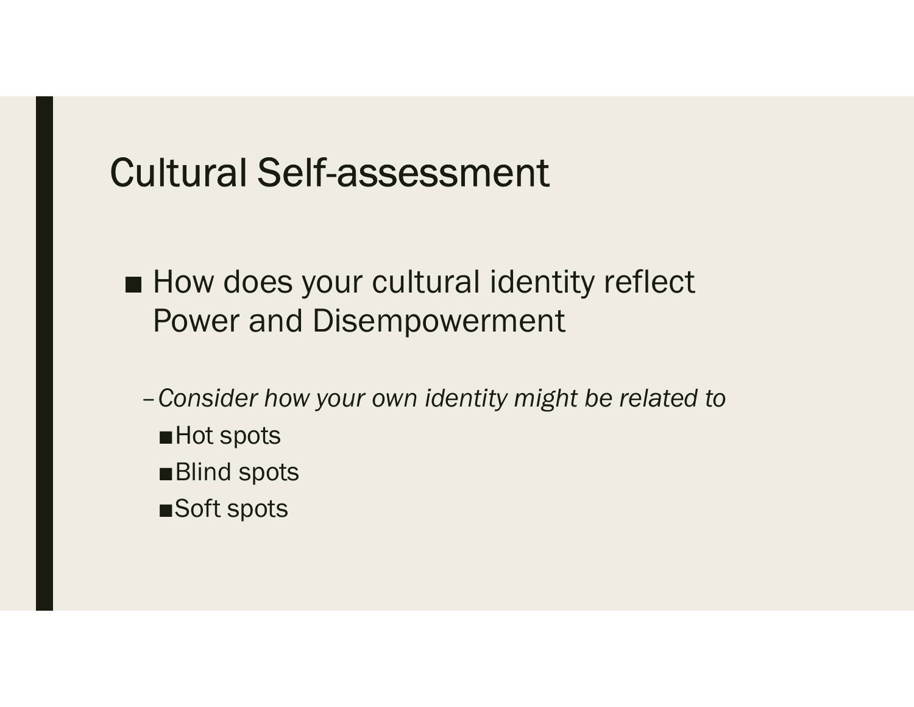# Cultural Self-assessment

- How does your cultural identity reflect Power and Disempowerment
  - *Consider how your own identity might be related to*
    - Hot spots
    - Blind spots
    - Soft spots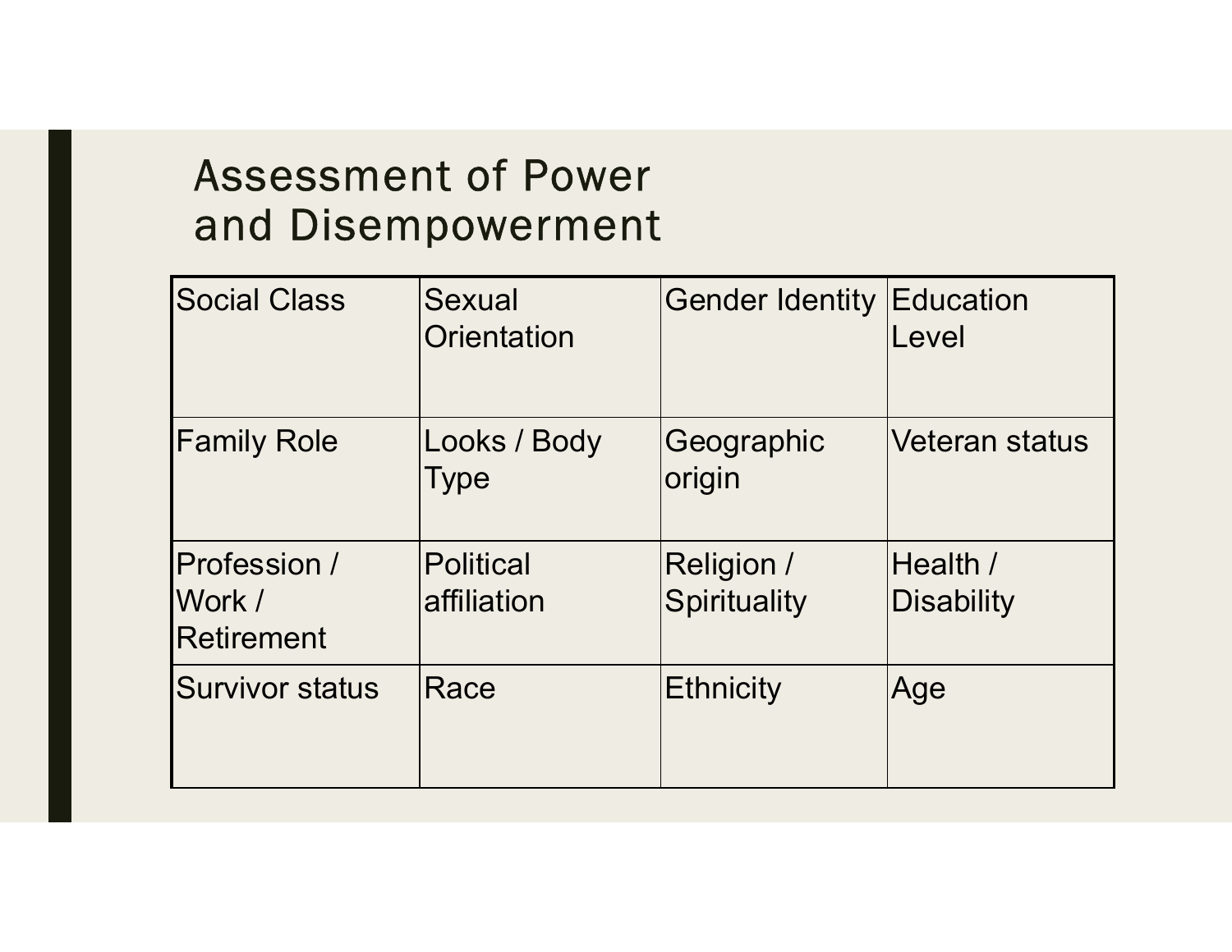# Assessment of Power and Disempowerment

| Social Class | Sexual Orientation | Gender Identity | Education Level |
|---|---|---|---|
| Family Role | Looks / Body Type | Geographic origin | Veteran status |
| Profession / Work / Retirement | Political affiliation | Religion / Spirituality | Health / Disability |
| Survivor status | Race | Ethnicity | Age |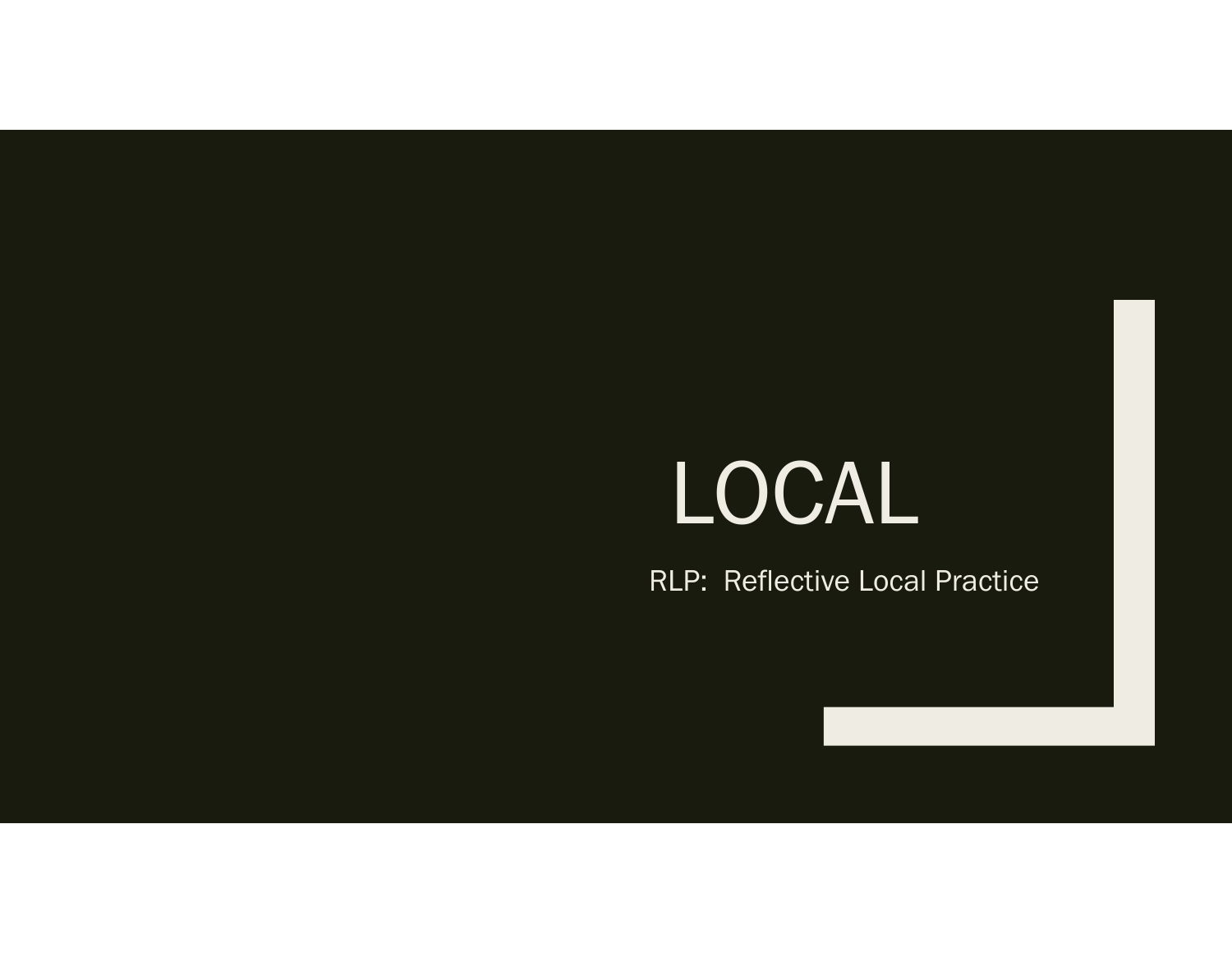# LOCAL

RLP: Reflective Local Practice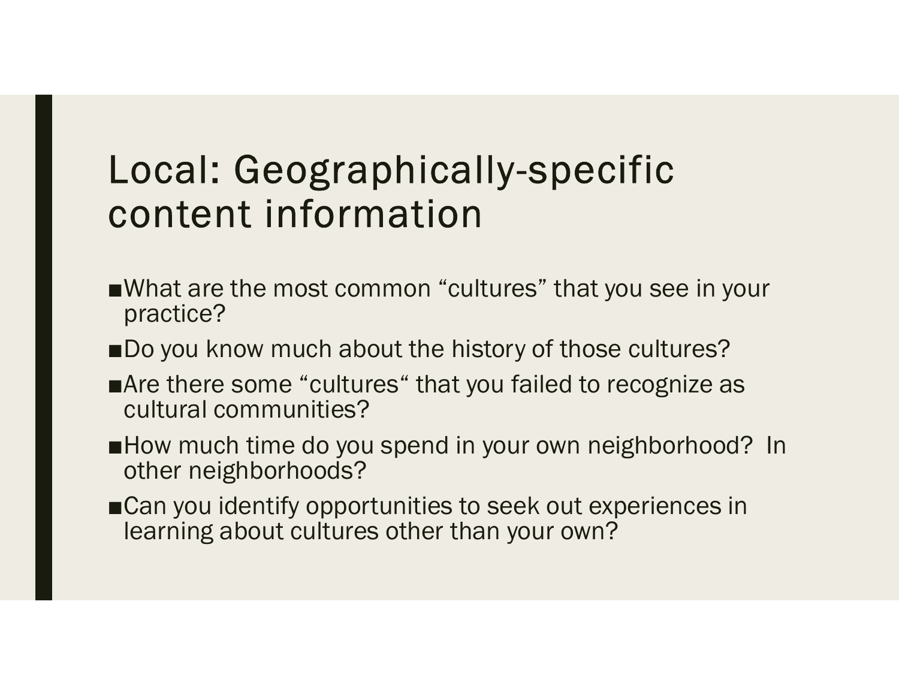# Local: Geographically-specific content information

- What are the most common “cultures” that you see in your practice?
- Do you know much about the history of those cultures?
- Are there some “cultures“ that you failed to recognize as cultural communities?
- How much time do you spend in your own neighborhood? In other neighborhoods?
- Can you identify opportunities to seek out experiences in learning about cultures other than your own?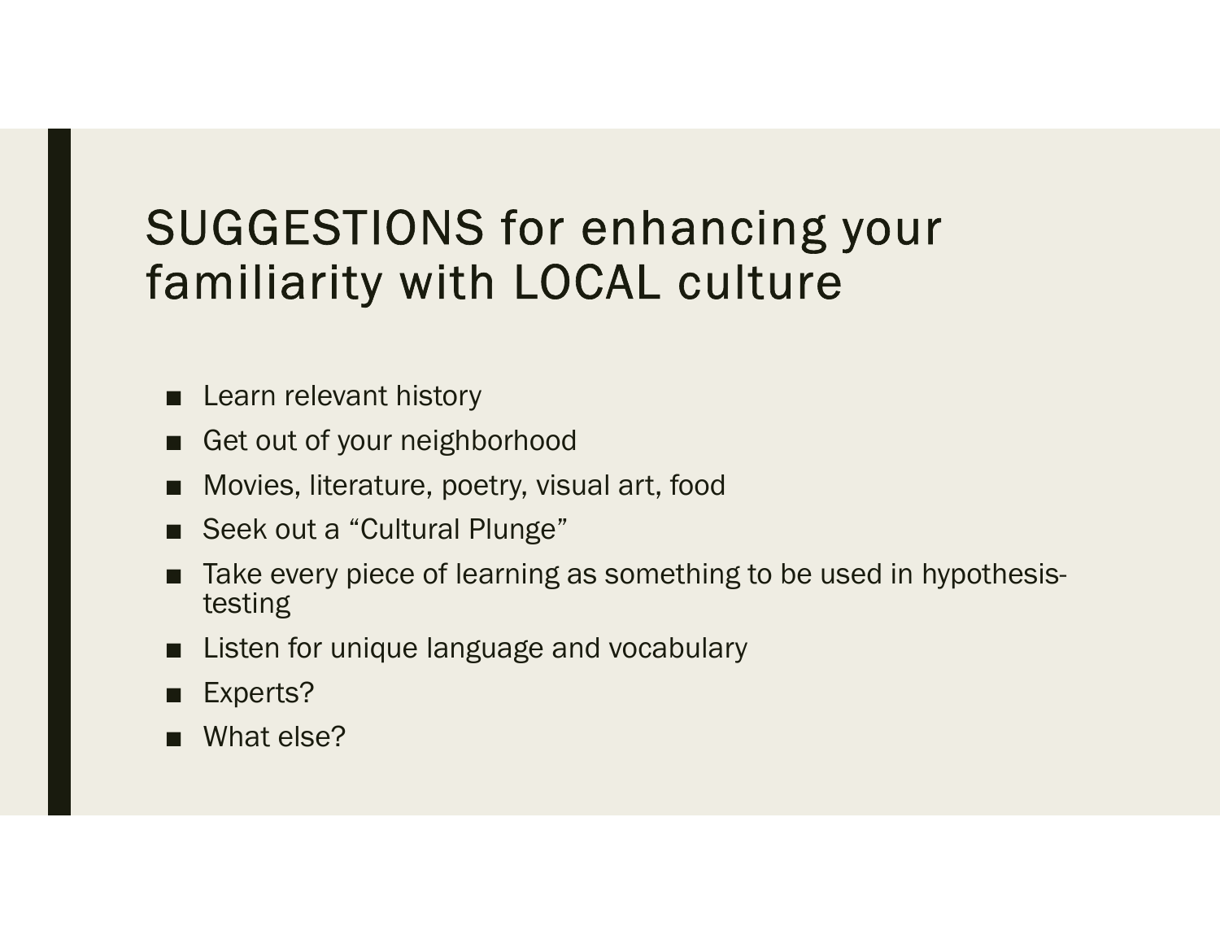# SUGGESTIONS for enhancing your familiarity with LOCAL culture

- Learn relevant history
- Get out of your neighborhood
- Movies, literature, poetry, visual art, food
- Seek out a "Cultural Plunge"
- Take every piece of learning as something to be used in hypothesis-testing
- Listen for unique language and vocabulary
- Experts?
- What else?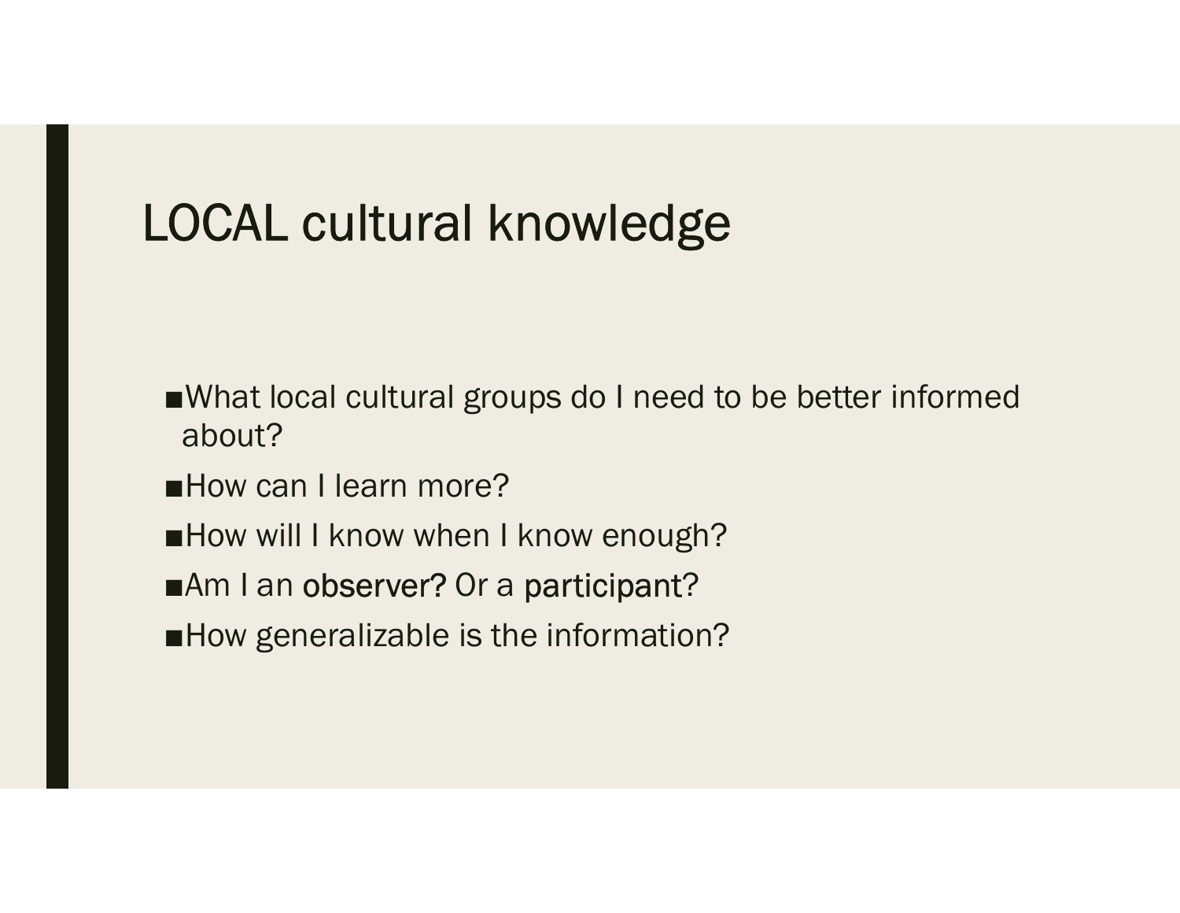# LOCAL cultural knowledge

- What local cultural groups do I need to be better informed about?
- How can I learn more?
- How will I know when I know enough?
- Am I an observer? Or a participant?
- How generalizable is the information?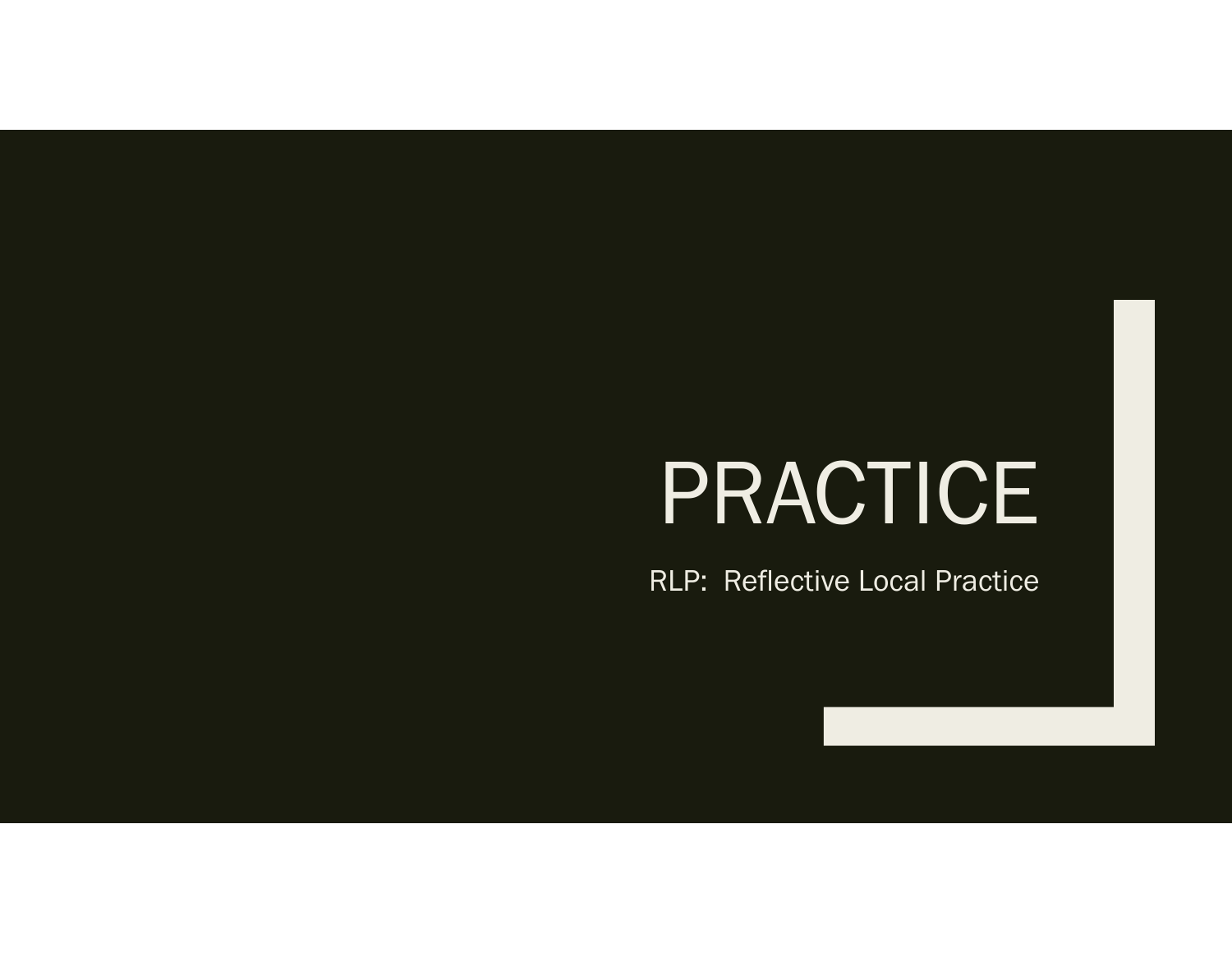# PRACTICE

RLP: Reflective Local Practice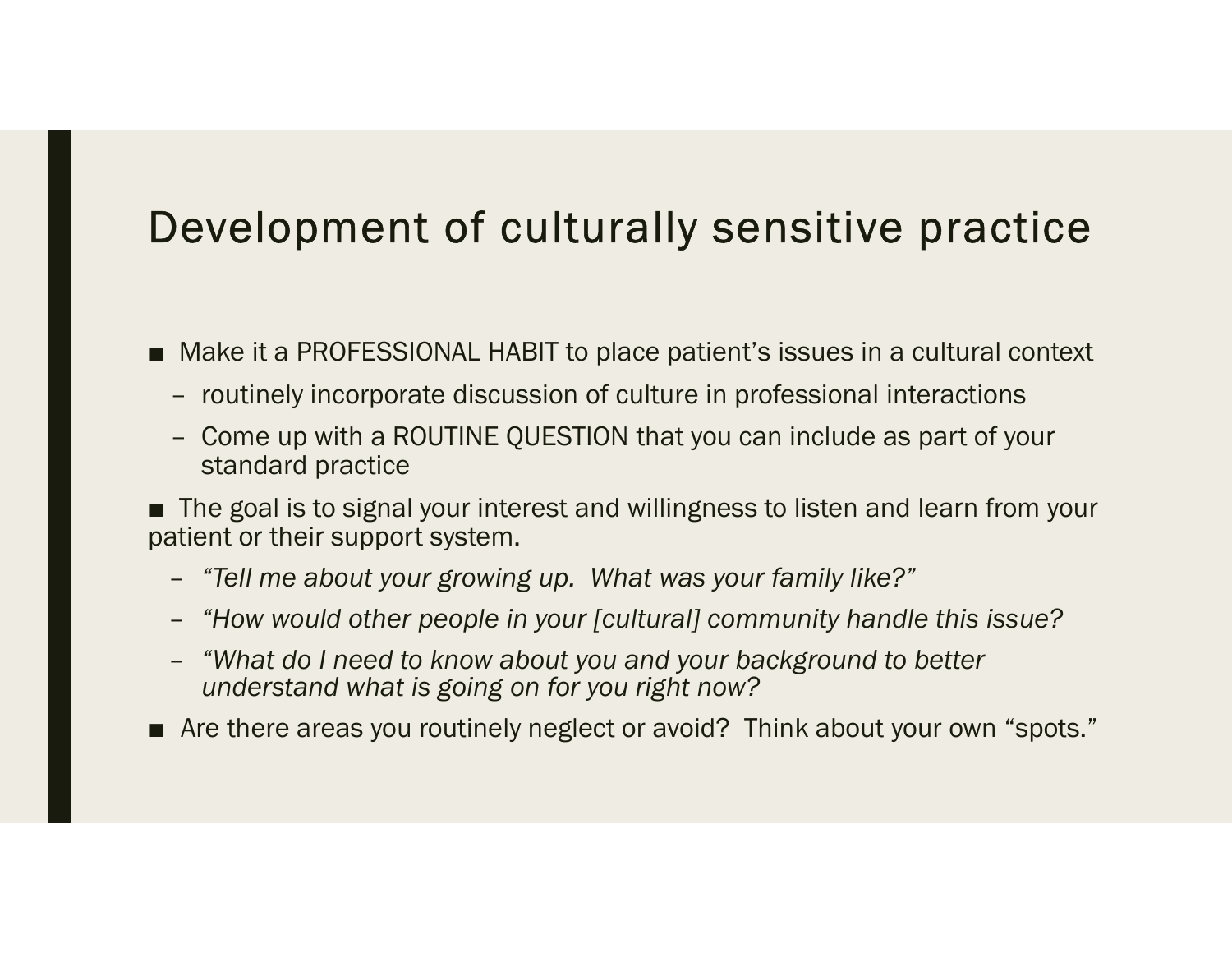# Development of culturally sensitive practice

- Make it a PROFESSIONAL HABIT to place patient's issues in a cultural context
  - routinely incorporate discussion of culture in professional interactions
  - Come up with a ROUTINE QUESTION that you can include as part of your standard practice
- The goal is to signal your interest and willingness to listen and learn from your patient or their support system.
  - *"Tell me about your growing up. What was your family like?"*
  - *"How would other people in your [cultural] community handle this issue?*
  - *"What do I need to know about you and your background to better understand what is going on for you right now?*
- Are there areas you routinely neglect or avoid? Think about your own "spots."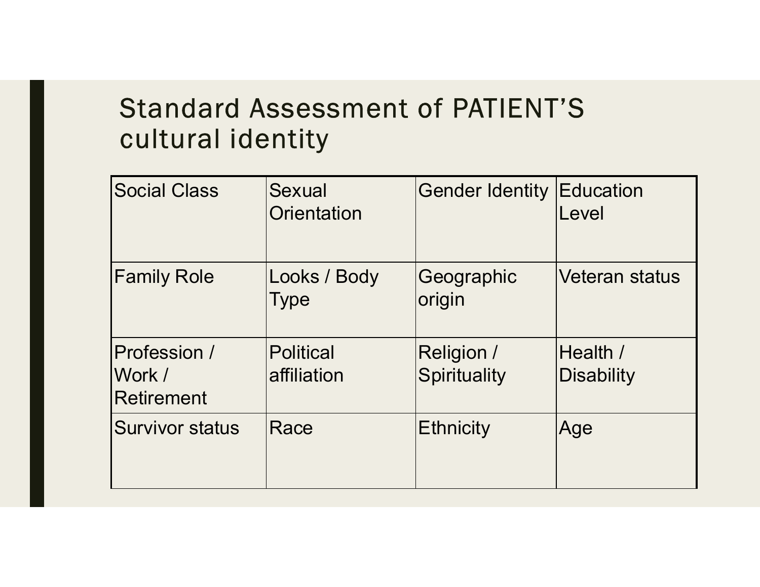# Standard Assessment of PATIENT'S cultural identity

| Social Class | Sexual Orientation | Gender Identity | Education Level |
|---|---|---|---|
| Family Role | Looks / Body Type | Geographic origin | Veteran status |
| Profession / Work / Retirement | Political affiliation | Religion / Spirituality | Health / Disability |
| Survivor status | Race | Ethnicity | Age |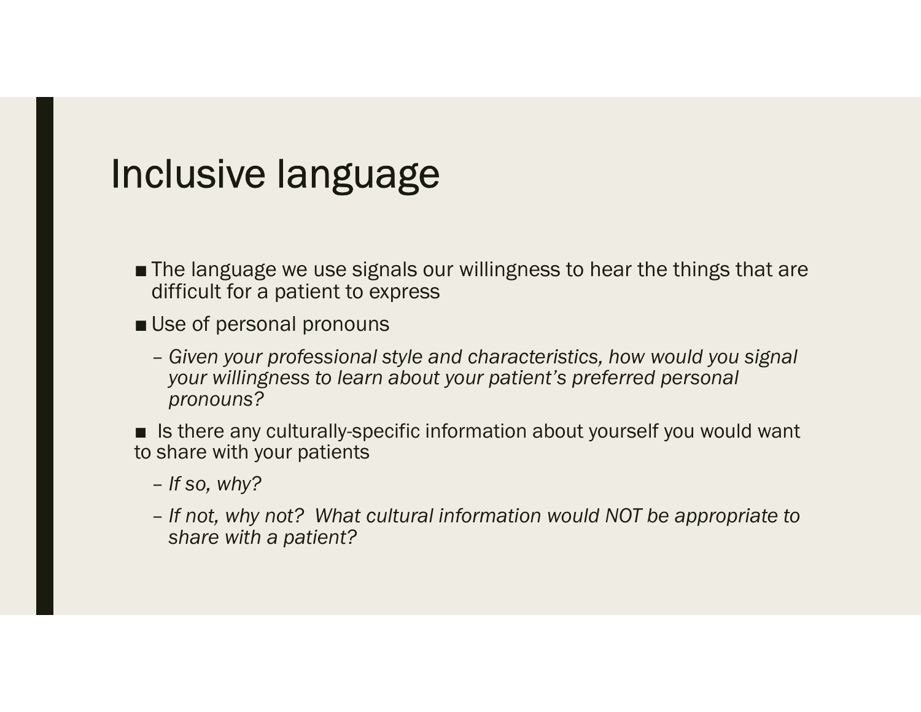# Inclusive language

- The language we use signals our willingness to hear the things that are difficult for a patient to express
- Use of personal pronouns
  - *Given your professional style and characteristics, how would you signal your willingness to learn about your patient's preferred personal pronouns?*
- Is there any culturally-specific information about yourself you would want to share with your patients
  - *If so, why?*
  - *If not, why not? What cultural information would NOT be appropriate to share with a patient?*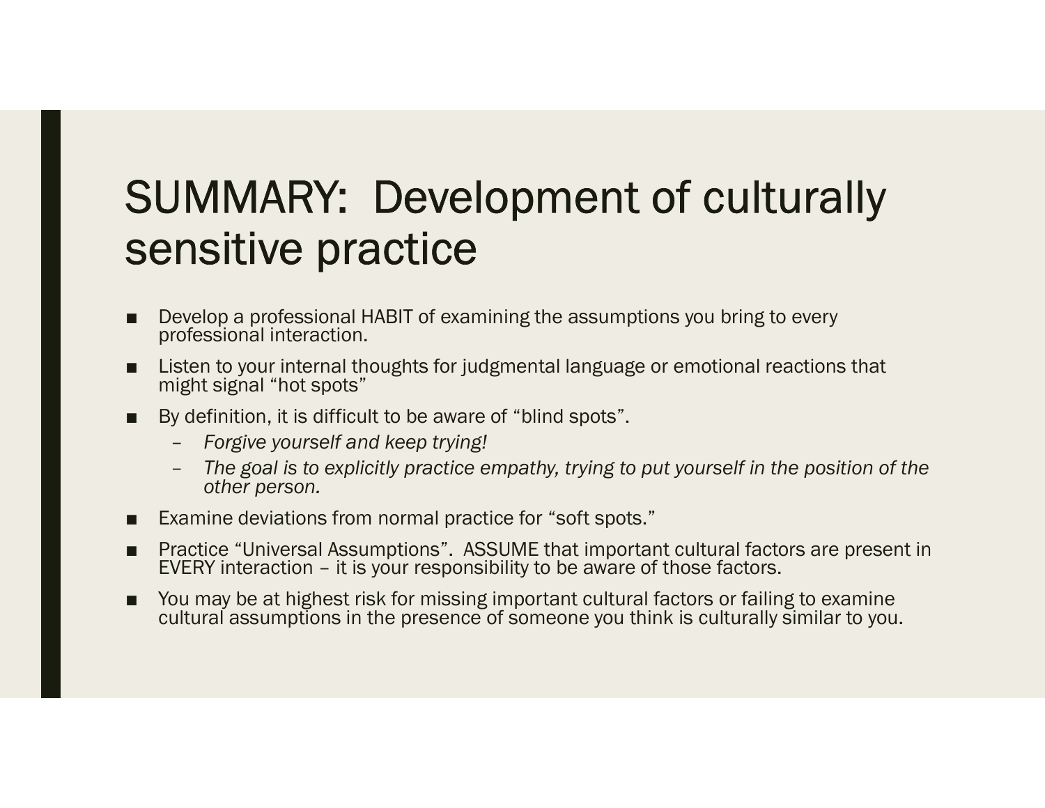# SUMMARY: Development of culturally sensitive practice

- Develop a professional HABIT of examining the assumptions you bring to every professional interaction.
- Listen to your internal thoughts for judgmental language or emotional reactions that might signal “hot spots”
- By definition, it is difficult to be aware of “blind spots”.
  - *Forgive yourself and keep trying!*
  - *The goal is to explicitly practice empathy, trying to put yourself in the position of the other person.*
- Examine deviations from normal practice for “soft spots.”
- Practice “Universal Assumptions”. ASSUME that important cultural factors are present in EVERY interaction – it is your responsibility to be aware of those factors.
- You may be at highest risk for missing important cultural factors or failing to examine cultural assumptions in the presence of someone you think is culturally similar to you.